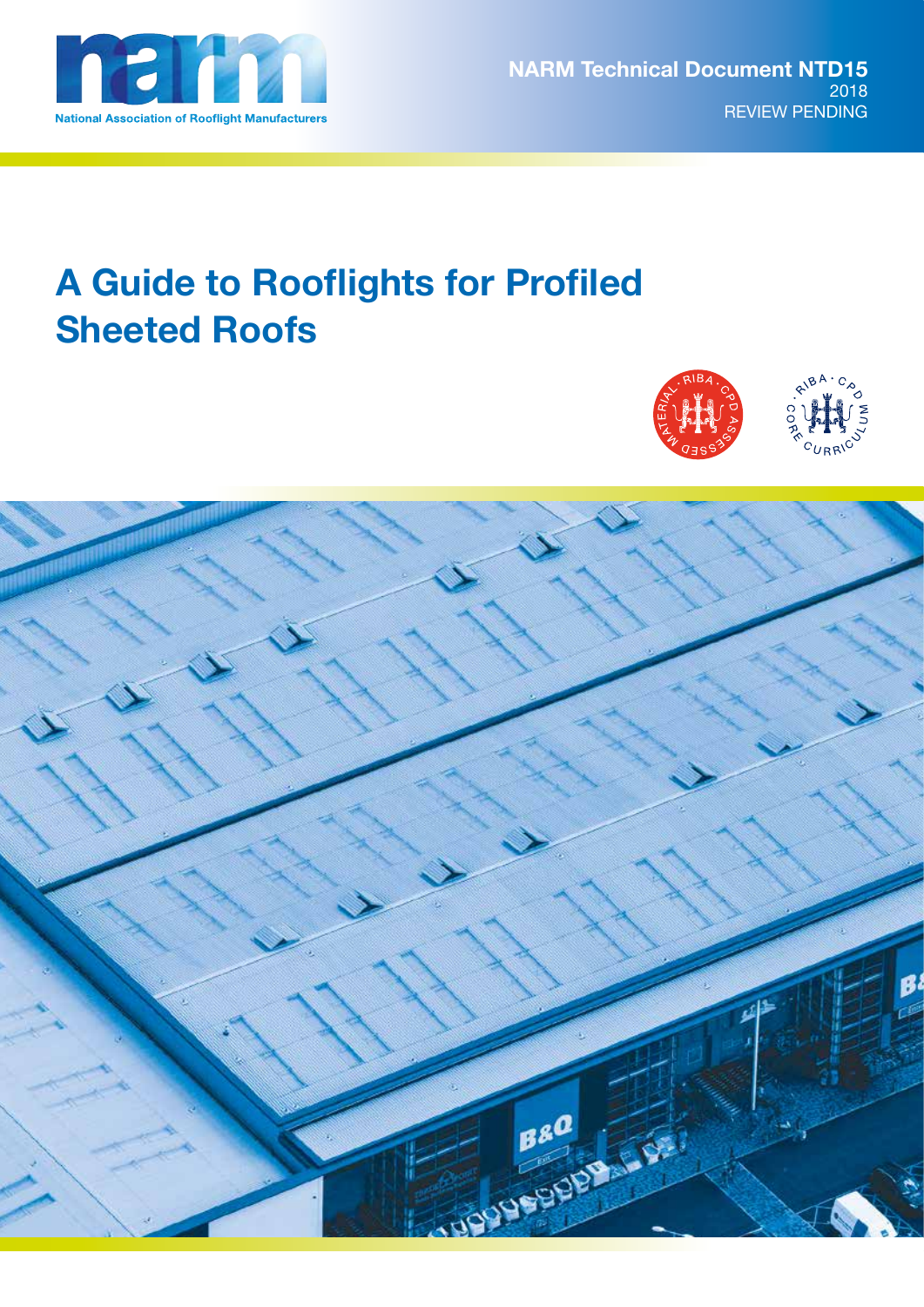National Association of Rooflight Manufacturers

**NARM Technical Document NTD15**
2018
REVIEW PENDING

# A Guide to Rooflights for Profiled Sheeted Roofs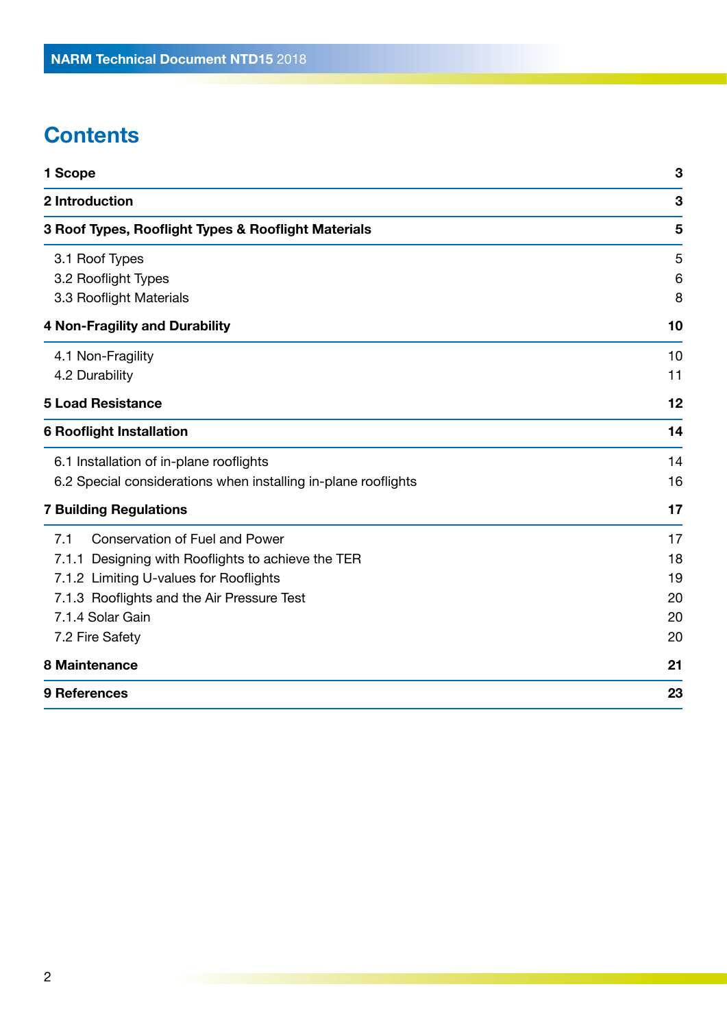# Contents

| | |
|---|---|
| **1 Scope** | **3** |
| **2 Introduction** | **3** |
| **3 Roof Types, Rooflight Types & Rooflight Materials** | **5** |
| 3.1 Roof Types | 5 |
| 3.2 Rooflight Types | 6 |
| 3.3 Rooflight Materials | 8 |
| **4 Non-Fragility and Durability** | **10** |
| 4.1 Non-Fragility | 10 |
| 4.2 Durability | 11 |
| **5 Load Resistance** | **12** |
| **6 Rooflight Installation** | **14** |
| 6.1 Installation of in-plane rooflights | 14 |
| 6.2 Special considerations when installing in-plane rooflights | 16 |
| **7 Building Regulations** | **17** |
| 7.1 Conservation of Fuel and Power | 17 |
| 7.1.1 Designing with Rooflights to achieve the TER | 18 |
| 7.1.2 Limiting U-values for Rooflights | 19 |
| 7.1.3 Rooflights and the Air Pressure Test | 20 |
| 7.1.4 Solar Gain | 20 |
| 7.2 Fire Safety | 20 |
| **8 Maintenance** | **21** |
| **9 References** | **23** |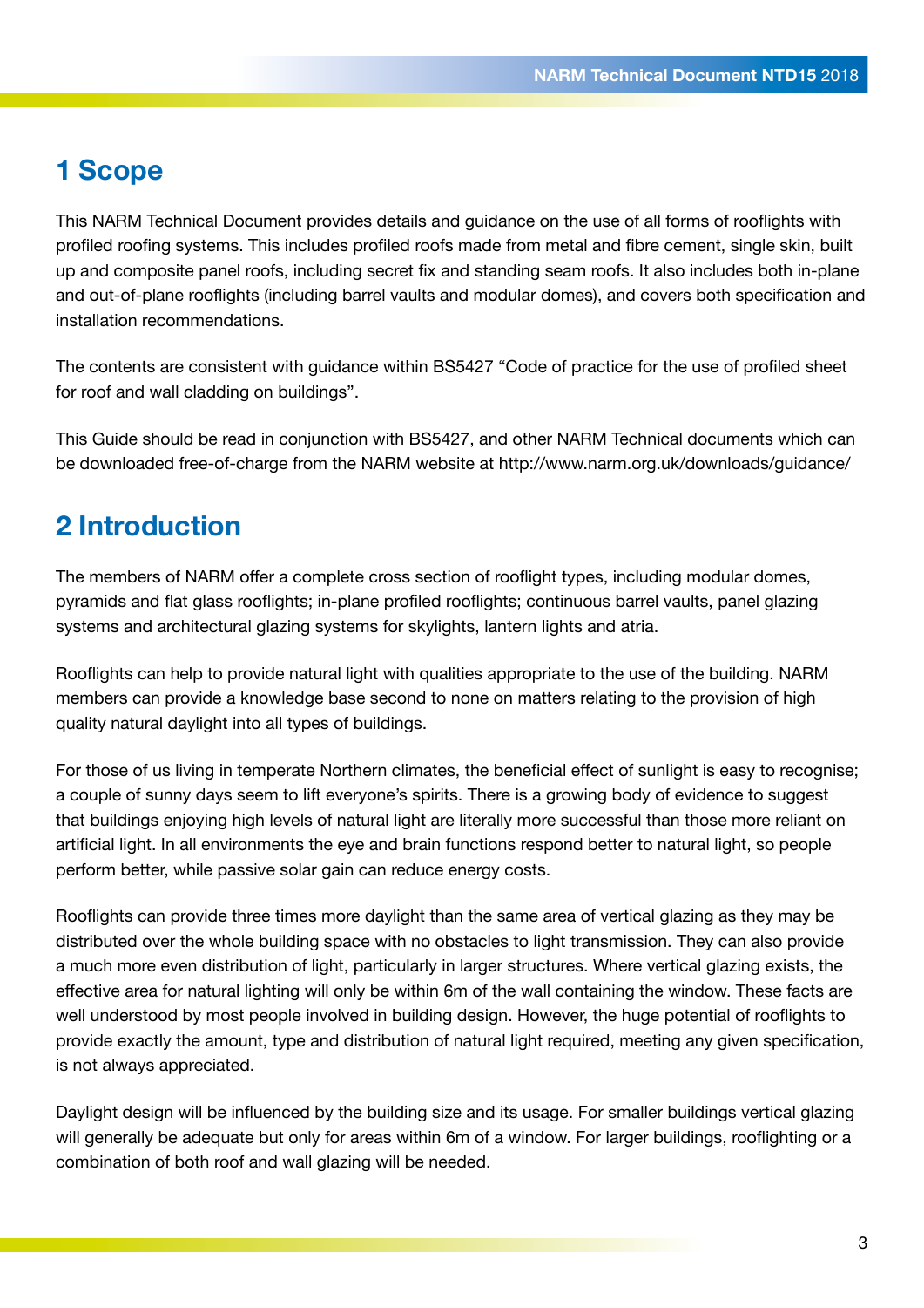## 1 Scope

This NARM Technical Document provides details and guidance on the use of all forms of rooflights with profiled roofing systems. This includes profiled roofs made from metal and fibre cement, single skin, built up and composite panel roofs, including secret fix and standing seam roofs. It also includes both in-plane and out-of-plane rooflights (including barrel vaults and modular domes), and covers both specification and installation recommendations.

The contents are consistent with guidance within BS5427 "Code of practice for the use of profiled sheet for roof and wall cladding on buildings".

This Guide should be read in conjunction with BS5427, and other NARM Technical documents which can be downloaded free-of-charge from the NARM website at http://www.narm.org.uk/downloads/guidance/

## 2 Introduction

The members of NARM offer a complete cross section of rooflight types, including modular domes, pyramids and flat glass rooflights; in-plane profiled rooflights; continuous barrel vaults, panel glazing systems and architectural glazing systems for skylights, lantern lights and atria.

Rooflights can help to provide natural light with qualities appropriate to the use of the building. NARM members can provide a knowledge base second to none on matters relating to the provision of high quality natural daylight into all types of buildings.

For those of us living in temperate Northern climates, the beneficial effect of sunlight is easy to recognise; a couple of sunny days seem to lift everyone's spirits. There is a growing body of evidence to suggest that buildings enjoying high levels of natural light are literally more successful than those more reliant on artificial light. In all environments the eye and brain functions respond better to natural light, so people perform better, while passive solar gain can reduce energy costs.

Rooflights can provide three times more daylight than the same area of vertical glazing as they may be distributed over the whole building space with no obstacles to light transmission. They can also provide a much more even distribution of light, particularly in larger structures. Where vertical glazing exists, the effective area for natural lighting will only be within 6m of the wall containing the window. These facts are well understood by most people involved in building design. However, the huge potential of rooflights to provide exactly the amount, type and distribution of natural light required, meeting any given specification, is not always appreciated.

Daylight design will be influenced by the building size and its usage. For smaller buildings vertical glazing will generally be adequate but only for areas within 6m of a window. For larger buildings, rooflighting or a combination of both roof and wall glazing will be needed.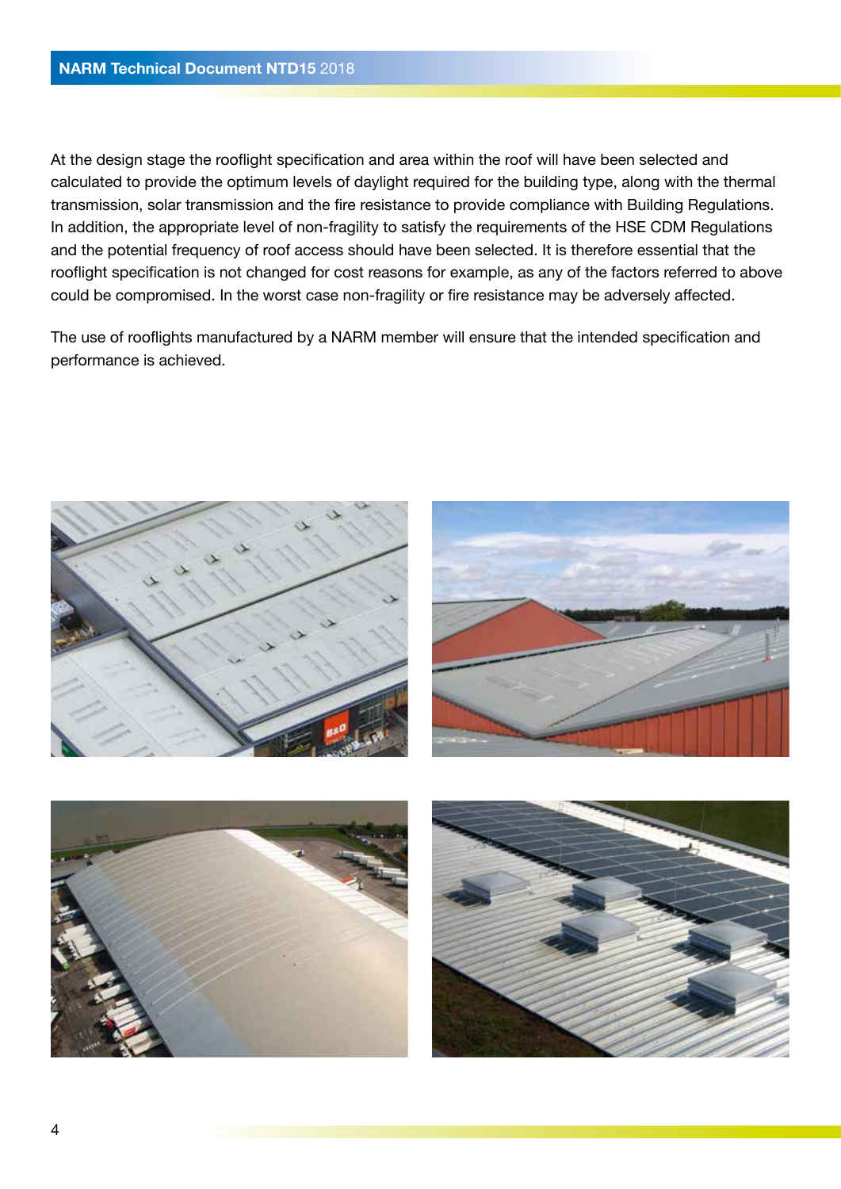At the design stage the rooflight specification and area within the roof will have been selected and calculated to provide the optimum levels of daylight required for the building type, along with the thermal transmission, solar transmission and the fire resistance to provide compliance with Building Regulations. In addition, the appropriate level of non-fragility to satisfy the requirements of the HSE CDM Regulations and the potential frequency of roof access should have been selected. It is therefore essential that the rooflight specification is not changed for cost reasons for example, as any of the factors referred to above could be compromised. In the worst case non-fragility or fire resistance may be adversely affected.

The use of rooflights manufactured by a NARM member will ensure that the intended specification and performance is achieved.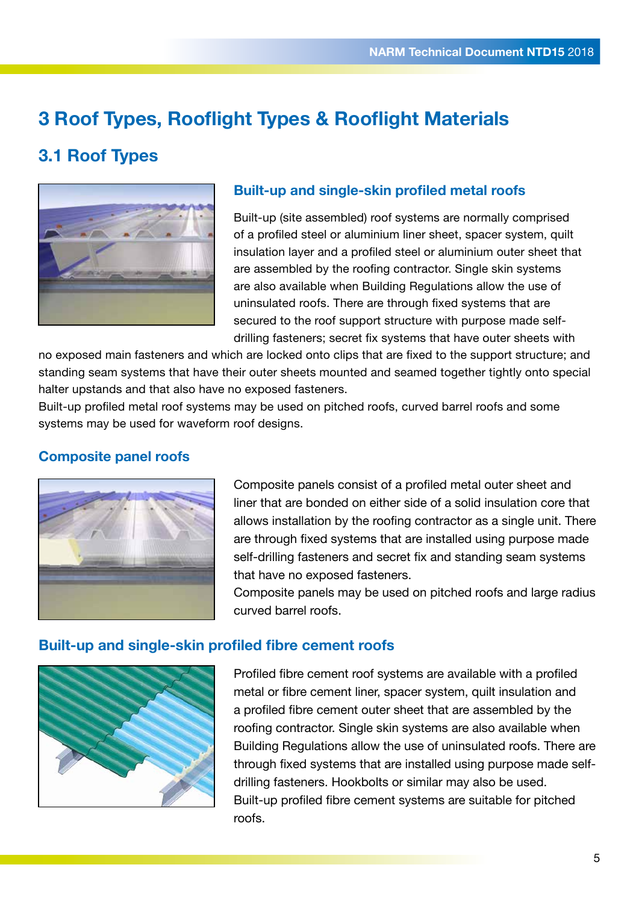# 3 Roof Types, Rooflight Types & Rooflight Materials

## 3.1 Roof Types

### Built-up and single-skin profiled metal roofs

Built-up (site assembled) roof systems are normally comprised of a profiled steel or aluminium liner sheet, spacer system, quilt insulation layer and a profiled steel or aluminium outer sheet that are assembled by the roofing contractor. Single skin systems are also available when Building Regulations allow the use of uninsulated roofs. There are through fixed systems that are secured to the roof support structure with purpose made self-drilling fasteners; secret fix systems that have outer sheets with no exposed main fasteners and which are locked onto clips that are fixed to the support structure; and standing seam systems that have their outer sheets mounted and seamed together tightly onto special halter upstands and that also have no exposed fasteners.
Built-up profiled metal roof systems may be used on pitched roofs, curved barrel roofs and some systems may be used for waveform roof designs.

### Composite panel roofs

Composite panels consist of a profiled metal outer sheet and liner that are bonded on either side of a solid insulation core that allows installation by the roofing contractor as a single unit. There are through fixed systems that are installed using purpose made self-drilling fasteners and secret fix and standing seam systems that have no exposed fasteners.
Composite panels may be used on pitched roofs and large radius curved barrel roofs.

### Built-up and single-skin profiled fibre cement roofs

Profiled fibre cement roof systems are available with a profiled metal or fibre cement liner, spacer system, quilt insulation and a profiled fibre cement outer sheet that are assembled by the roofing contractor. Single skin systems are also available when Building Regulations allow the use of uninsulated roofs. There are through fixed systems that are installed using purpose made self-drilling fasteners. Hookbolts or similar may also be used.
Built-up profiled fibre cement systems are suitable for pitched roofs.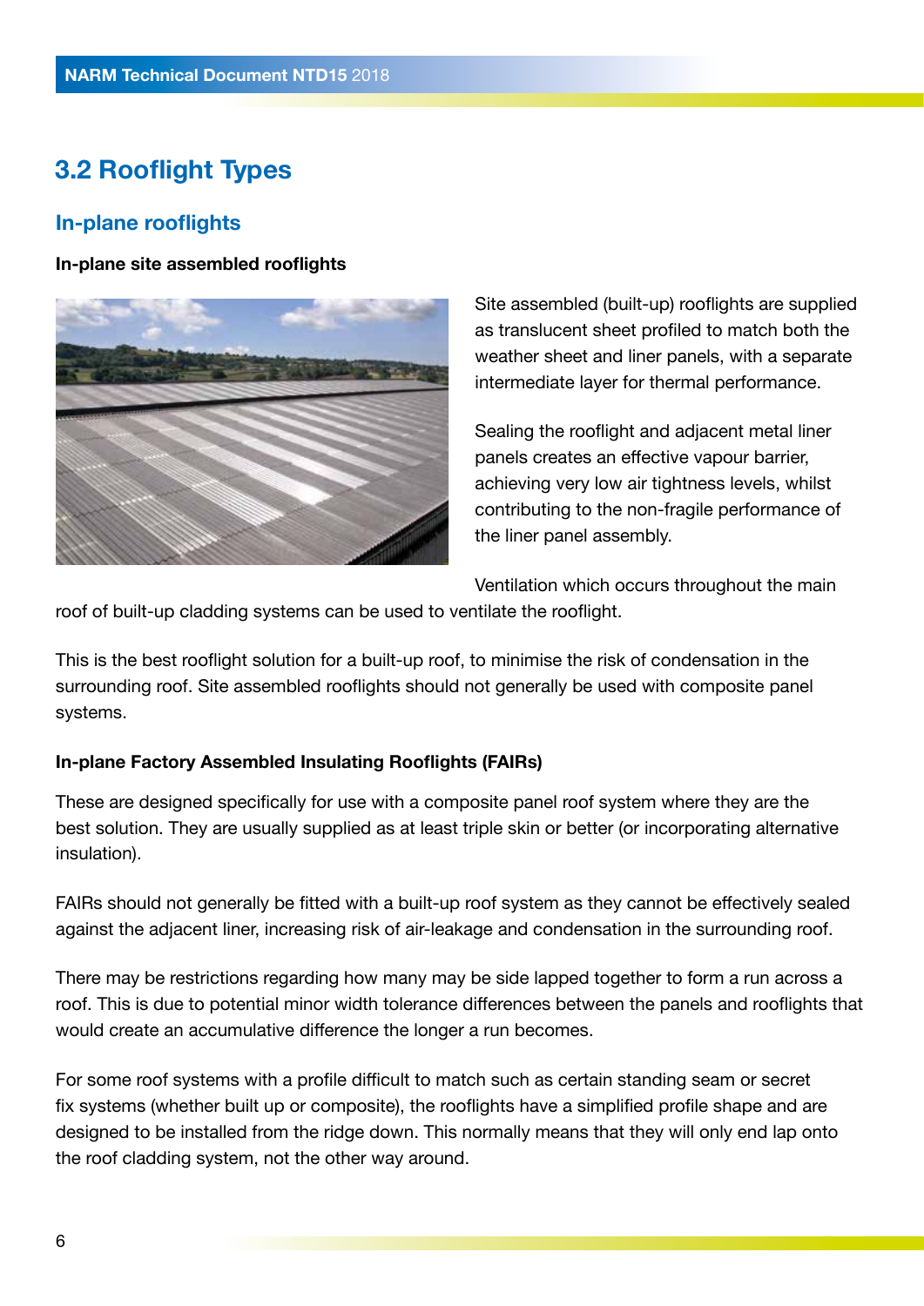## 3.2 Rooflight Types

### In-plane rooflights

**In-plane site assembled rooflights**

Site assembled (built-up) rooflights are supplied as translucent sheet profiled to match both the weather sheet and liner panels, with a separate intermediate layer for thermal performance.

Sealing the rooflight and adjacent metal liner panels creates an effective vapour barrier, achieving very low air tightness levels, whilst contributing to the non-fragile performance of the liner panel assembly.

Ventilation which occurs throughout the main roof of built-up cladding systems can be used to ventilate the rooflight.

This is the best rooflight solution for a built-up roof, to minimise the risk of condensation in the surrounding roof. Site assembled rooflights should not generally be used with composite panel systems.

**In-plane Factory Assembled Insulating Rooflights (FAIRs)**

These are designed specifically for use with a composite panel roof system where they are the best solution. They are usually supplied as at least triple skin or better (or incorporating alternative insulation).

FAIRs should not generally be fitted with a built-up roof system as they cannot be effectively sealed against the adjacent liner, increasing risk of air-leakage and condensation in the surrounding roof.

There may be restrictions regarding how many may be side lapped together to form a run across a roof. This is due to potential minor width tolerance differences between the panels and rooflights that would create an accumulative difference the longer a run becomes.

For some roof systems with a profile difficult to match such as certain standing seam or secret fix systems (whether built up or composite), the rooflights have a simplified profile shape and are designed to be installed from the ridge down. This normally means that they will only end lap onto the roof cladding system, not the other way around.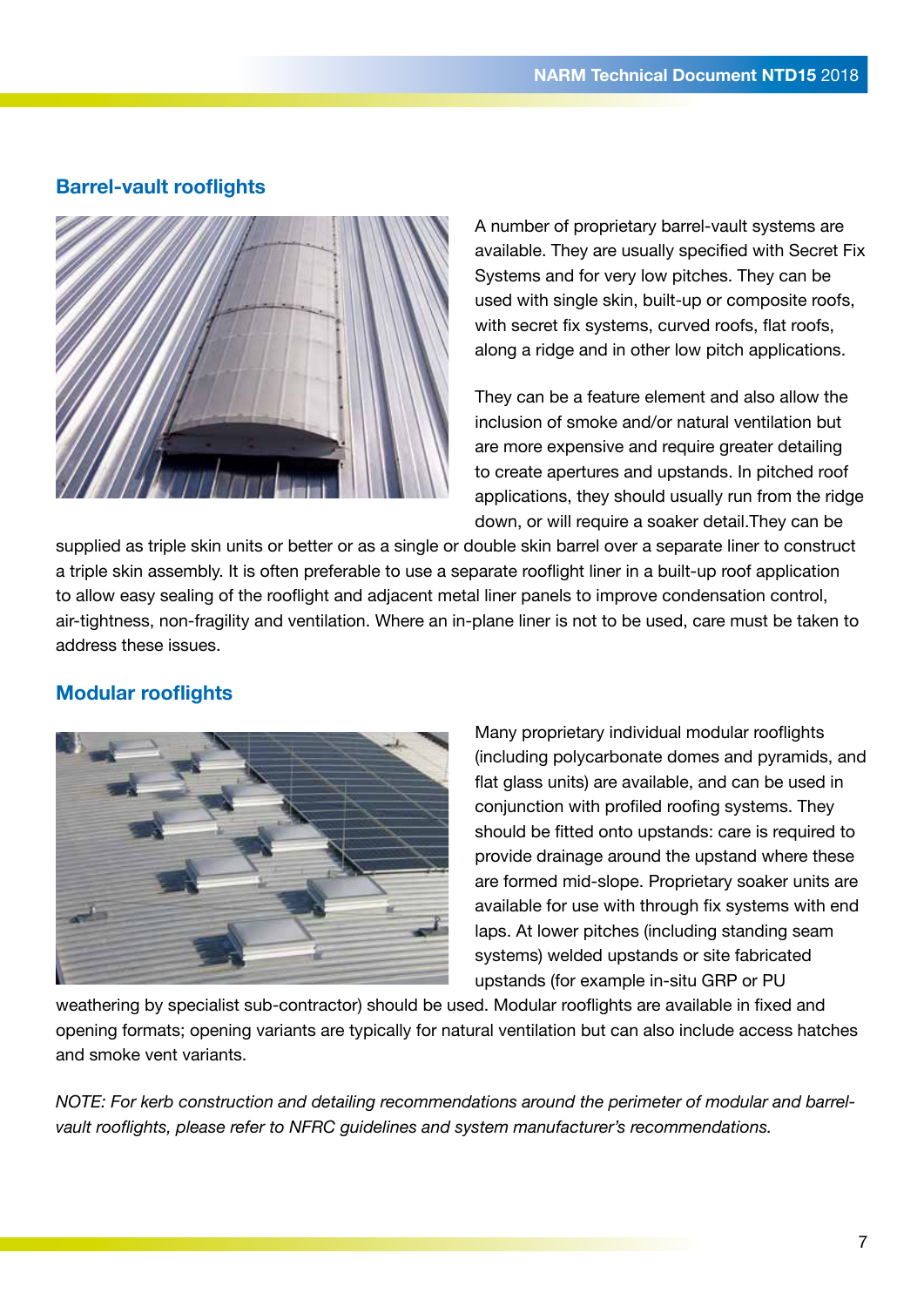## Barrel-vault rooflights

A number of proprietary barrel-vault systems are available. They are usually specified with Secret Fix Systems and for very low pitches. They can be used with single skin, built-up or composite roofs, with secret fix systems, curved roofs, flat roofs, along a ridge and in other low pitch applications.

They can be a feature element and also allow the inclusion of smoke and/or natural ventilation but are more expensive and require greater detailing to create apertures and upstands. In pitched roof applications, they should usually run from the ridge down, or will require a soaker detail.They can be supplied as triple skin units or better or as a single or double skin barrel over a separate liner to construct a triple skin assembly. It is often preferable to use a separate rooflight liner in a built-up roof application to allow easy sealing of the rooflight and adjacent metal liner panels to improve condensation control, air-tightness, non-fragility and ventilation. Where an in-plane liner is not to be used, care must be taken to address these issues.

## Modular rooflights

Many proprietary individual modular rooflights (including polycarbonate domes and pyramids, and flat glass units) are available, and can be used in conjunction with profiled roofing systems. They should be fitted onto upstands: care is required to provide drainage around the upstand where these are formed mid-slope. Proprietary soaker units are available for use with through fix systems with end laps. At lower pitches (including standing seam systems) welded upstands or site fabricated upstands (for example in-situ GRP or PU weathering by specialist sub-contractor) should be used. Modular rooflights are available in fixed and opening formats; opening variants are typically for natural ventilation but can also include access hatches and smoke vent variants.

*NOTE: For kerb construction and detailing recommendations around the perimeter of modular and barrel-vault rooflights, please refer to NFRC guidelines and system manufacturer's recommendations.*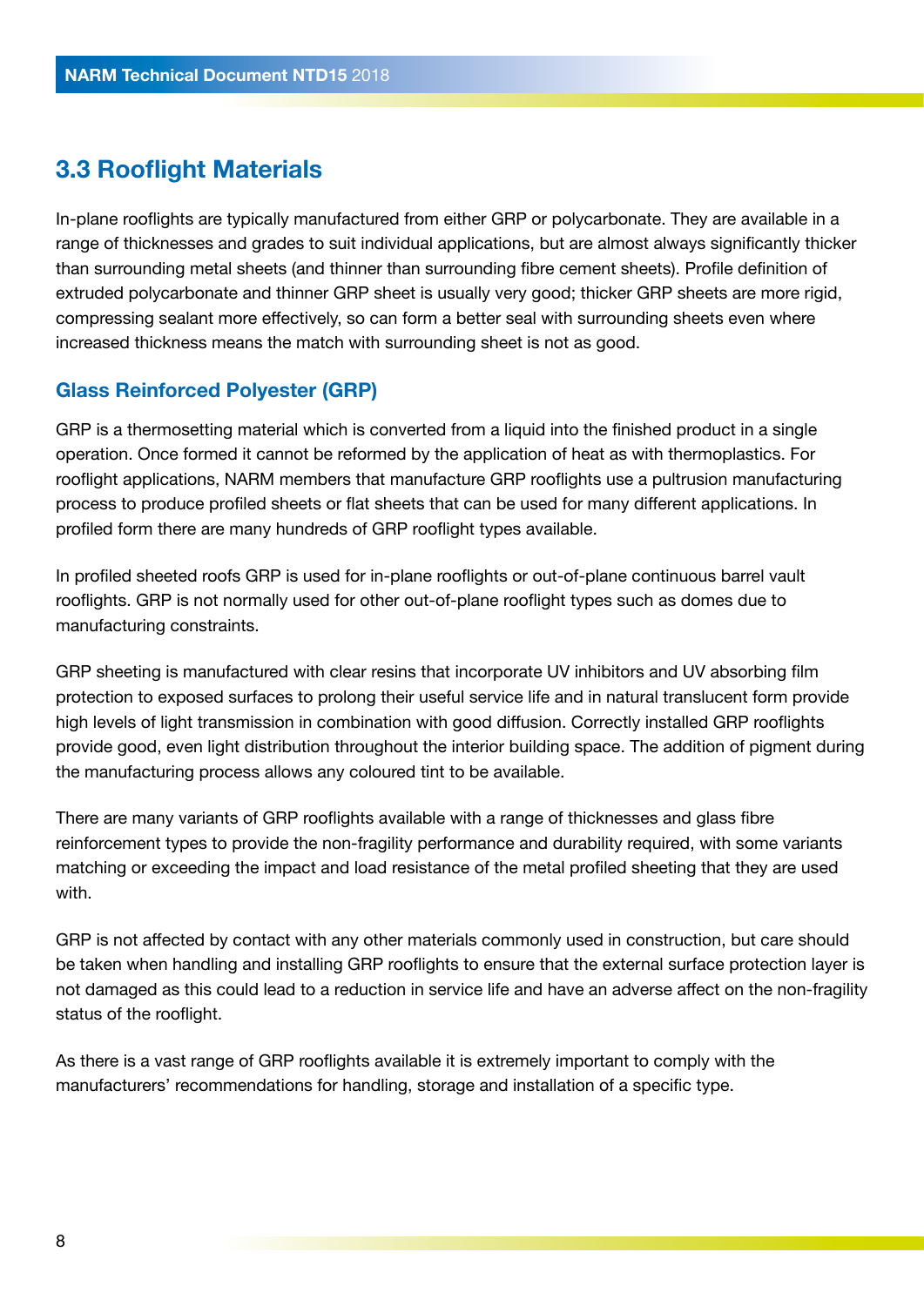## 3.3 Rooflight Materials

In-plane rooflights are typically manufactured from either GRP or polycarbonate. They are available in a range of thicknesses and grades to suit individual applications, but are almost always significantly thicker than surrounding metal sheets (and thinner than surrounding fibre cement sheets). Profile definition of extruded polycarbonate and thinner GRP sheet is usually very good; thicker GRP sheets are more rigid, compressing sealant more effectively, so can form a better seal with surrounding sheets even where increased thickness means the match with surrounding sheet is not as good.

### Glass Reinforced Polyester (GRP)

GRP is a thermosetting material which is converted from a liquid into the finished product in a single operation. Once formed it cannot be reformed by the application of heat as with thermoplastics. For rooflight applications, NARM members that manufacture GRP rooflights use a pultrusion manufacturing process to produce profiled sheets or flat sheets that can be used for many different applications. In profiled form there are many hundreds of GRP rooflight types available.

In profiled sheeted roofs GRP is used for in-plane rooflights or out-of-plane continuous barrel vault rooflights. GRP is not normally used for other out-of-plane rooflight types such as domes due to manufacturing constraints.

GRP sheeting is manufactured with clear resins that incorporate UV inhibitors and UV absorbing film protection to exposed surfaces to prolong their useful service life and in natural translucent form provide high levels of light transmission in combination with good diffusion. Correctly installed GRP rooflights provide good, even light distribution throughout the interior building space. The addition of pigment during the manufacturing process allows any coloured tint to be available.

There are many variants of GRP rooflights available with a range of thicknesses and glass fibre reinforcement types to provide the non-fragility performance and durability required, with some variants matching or exceeding the impact and load resistance of the metal profiled sheeting that they are used with.

GRP is not affected by contact with any other materials commonly used in construction, but care should be taken when handling and installing GRP rooflights to ensure that the external surface protection layer is not damaged as this could lead to a reduction in service life and have an adverse affect on the non-fragility status of the rooflight.

As there is a vast range of GRP rooflights available it is extremely important to comply with the manufacturers' recommendations for handling, storage and installation of a specific type.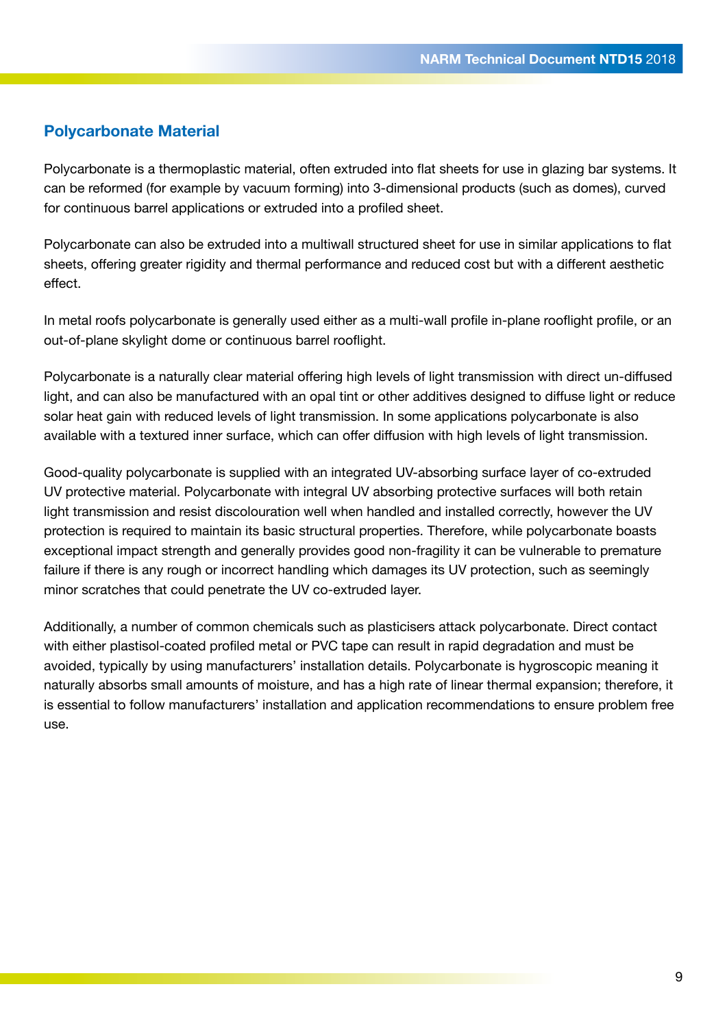## Polycarbonate Material

Polycarbonate is a thermoplastic material, often extruded into flat sheets for use in glazing bar systems. It can be reformed (for example by vacuum forming) into 3-dimensional products (such as domes), curved for continuous barrel applications or extruded into a profiled sheet.

Polycarbonate can also be extruded into a multiwall structured sheet for use in similar applications to flat sheets, offering greater rigidity and thermal performance and reduced cost but with a different aesthetic effect.

In metal roofs polycarbonate is generally used either as a multi-wall profile in-plane rooflight profile, or an out-of-plane skylight dome or continuous barrel rooflight.

Polycarbonate is a naturally clear material offering high levels of light transmission with direct un-diffused light, and can also be manufactured with an opal tint or other additives designed to diffuse light or reduce solar heat gain with reduced levels of light transmission. In some applications polycarbonate is also available with a textured inner surface, which can offer diffusion with high levels of light transmission.

Good-quality polycarbonate is supplied with an integrated UV-absorbing surface layer of co-extruded UV protective material. Polycarbonate with integral UV absorbing protective surfaces will both retain light transmission and resist discolouration well when handled and installed correctly, however the UV protection is required to maintain its basic structural properties. Therefore, while polycarbonate boasts exceptional impact strength and generally provides good non-fragility it can be vulnerable to premature failure if there is any rough or incorrect handling which damages its UV protection, such as seemingly minor scratches that could penetrate the UV co-extruded layer.

Additionally, a number of common chemicals such as plasticisers attack polycarbonate. Direct contact with either plastisol-coated profiled metal or PVC tape can result in rapid degradation and must be avoided, typically by using manufacturers' installation details. Polycarbonate is hygroscopic meaning it naturally absorbs small amounts of moisture, and has a high rate of linear thermal expansion; therefore, it is essential to follow manufacturers' installation and application recommendations to ensure problem free use.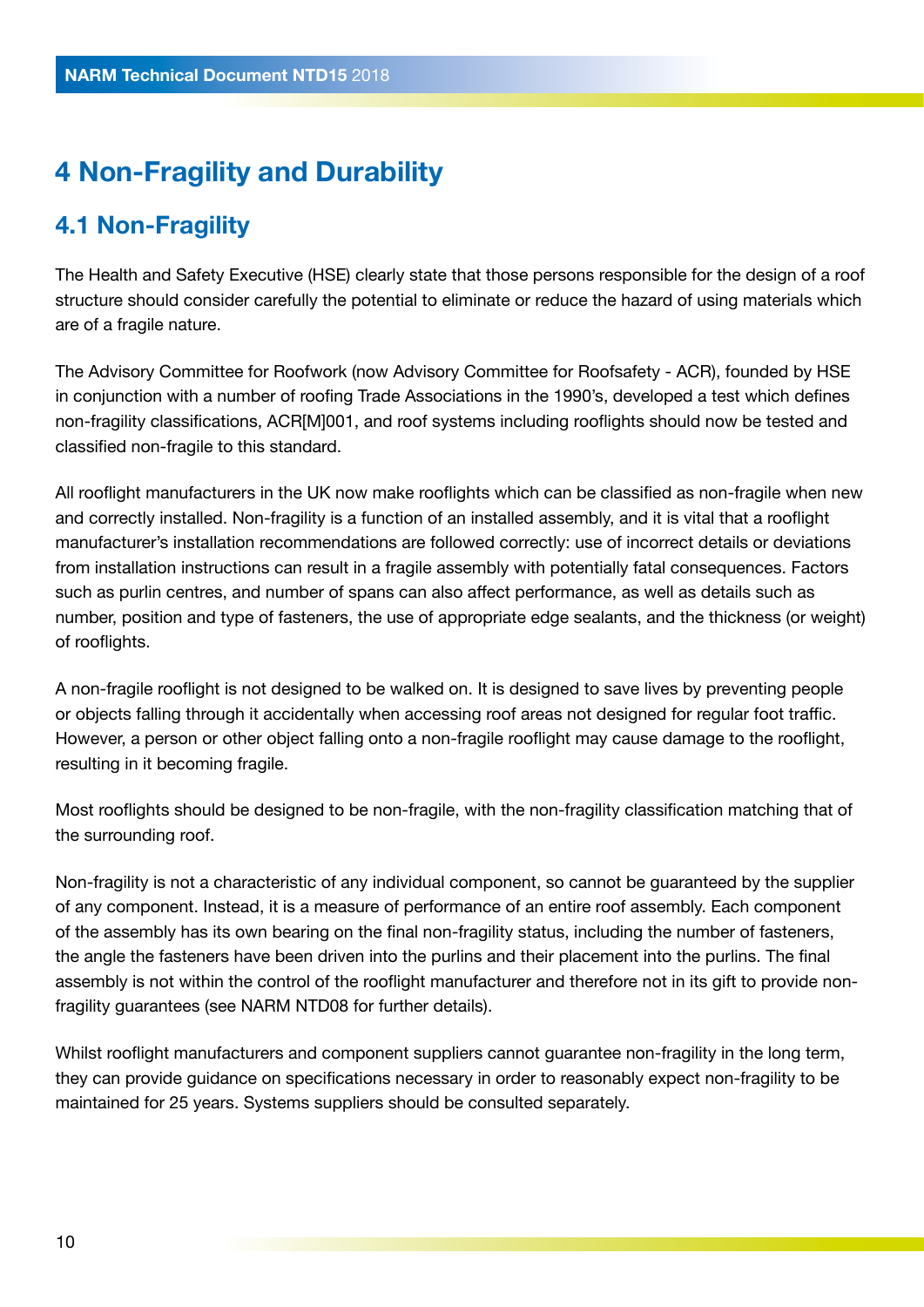# 4 Non-Fragility and Durability

## 4.1 Non-Fragility

The Health and Safety Executive (HSE) clearly state that those persons responsible for the design of a roof structure should consider carefully the potential to eliminate or reduce the hazard of using materials which are of a fragile nature.

The Advisory Committee for Roofwork (now Advisory Committee for Roofsafety - ACR), founded by HSE in conjunction with a number of roofing Trade Associations in the 1990's, developed a test which defines non-fragility classifications, ACR[M]001, and roof systems including rooflights should now be tested and classified non-fragile to this standard.

All rooflight manufacturers in the UK now make rooflights which can be classified as non-fragile when new and correctly installed. Non-fragility is a function of an installed assembly, and it is vital that a rooflight manufacturer's installation recommendations are followed correctly: use of incorrect details or deviations from installation instructions can result in a fragile assembly with potentially fatal consequences. Factors such as purlin centres, and number of spans can also affect performance, as well as details such as number, position and type of fasteners, the use of appropriate edge sealants, and the thickness (or weight) of rooflights.

A non-fragile rooflight is not designed to be walked on. It is designed to save lives by preventing people or objects falling through it accidentally when accessing roof areas not designed for regular foot traffic. However, a person or other object falling onto a non-fragile rooflight may cause damage to the rooflight, resulting in it becoming fragile.

Most rooflights should be designed to be non-fragile, with the non-fragility classification matching that of the surrounding roof.

Non-fragility is not a characteristic of any individual component, so cannot be guaranteed by the supplier of any component. Instead, it is a measure of performance of an entire roof assembly. Each component of the assembly has its own bearing on the final non-fragility status, including the number of fasteners, the angle the fasteners have been driven into the purlins and their placement into the purlins. The final assembly is not within the control of the rooflight manufacturer and therefore not in its gift to provide non-fragility guarantees (see NARM NTD08 for further details).

Whilst rooflight manufacturers and component suppliers cannot guarantee non-fragility in the long term, they can provide guidance on specifications necessary in order to reasonably expect non-fragility to be maintained for 25 years. Systems suppliers should be consulted separately.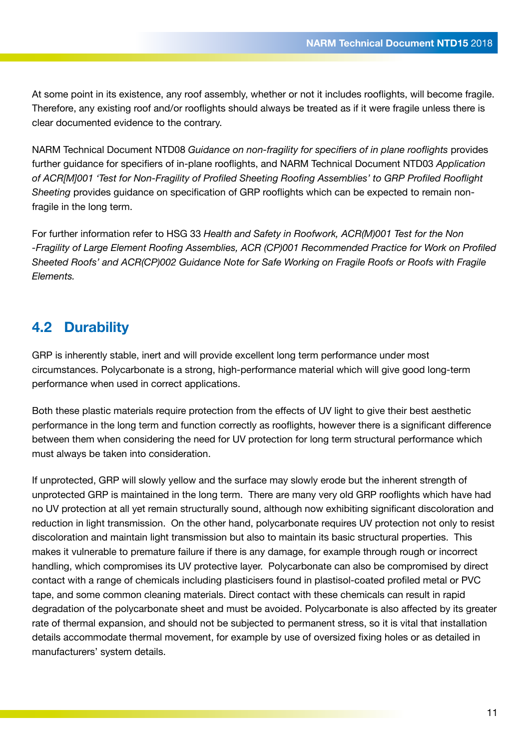At some point in its existence, any roof assembly, whether or not it includes rooflights, will become fragile. Therefore, any existing roof and/or rooflights should always be treated as if it were fragile unless there is clear documented evidence to the contrary.

NARM Technical Document NTD08 *Guidance on non-fragility for specifiers of in plane rooflights* provides further guidance for specifiers of in-plane rooflights, and NARM Technical Document NTD03 *Application of ACR[M]001 'Test for Non-Fragility of Profiled Sheeting Roofing Assemblies' to GRP Profiled Rooflight Sheeting* provides guidance on specification of GRP rooflights which can be expected to remain non-fragile in the long term.

For further information refer to HSG 33 *Health and Safety in Roofwork, ACR(M)001 Test for the Non -Fragility of Large Element Roofing Assemblies, ACR (CP)001 Recommended Practice for Work on Profiled Sheeted Roofs' and ACR(CP)002 Guidance Note for Safe Working on Fragile Roofs or Roofs with Fragile Elements.*

## 4.2 Durability

GRP is inherently stable, inert and will provide excellent long term performance under most circumstances. Polycarbonate is a strong, high-performance material which will give good long-term performance when used in correct applications.

Both these plastic materials require protection from the effects of UV light to give their best aesthetic performance in the long term and function correctly as rooflights, however there is a significant difference between them when considering the need for UV protection for long term structural performance which must always be taken into consideration.

If unprotected, GRP will slowly yellow and the surface may slowly erode but the inherent strength of unprotected GRP is maintained in the long term. There are many very old GRP rooflights which have had no UV protection at all yet remain structurally sound, although now exhibiting significant discoloration and reduction in light transmission. On the other hand, polycarbonate requires UV protection not only to resist discoloration and maintain light transmission but also to maintain its basic structural properties. This makes it vulnerable to premature failure if there is any damage, for example through rough or incorrect handling, which compromises its UV protective layer. Polycarbonate can also be compromised by direct contact with a range of chemicals including plasticisers found in plastisol-coated profiled metal or PVC tape, and some common cleaning materials. Direct contact with these chemicals can result in rapid degradation of the polycarbonate sheet and must be avoided. Polycarbonate is also affected by its greater rate of thermal expansion, and should not be subjected to permanent stress, so it is vital that installation details accommodate thermal movement, for example by use of oversized fixing holes or as detailed in manufacturers' system details.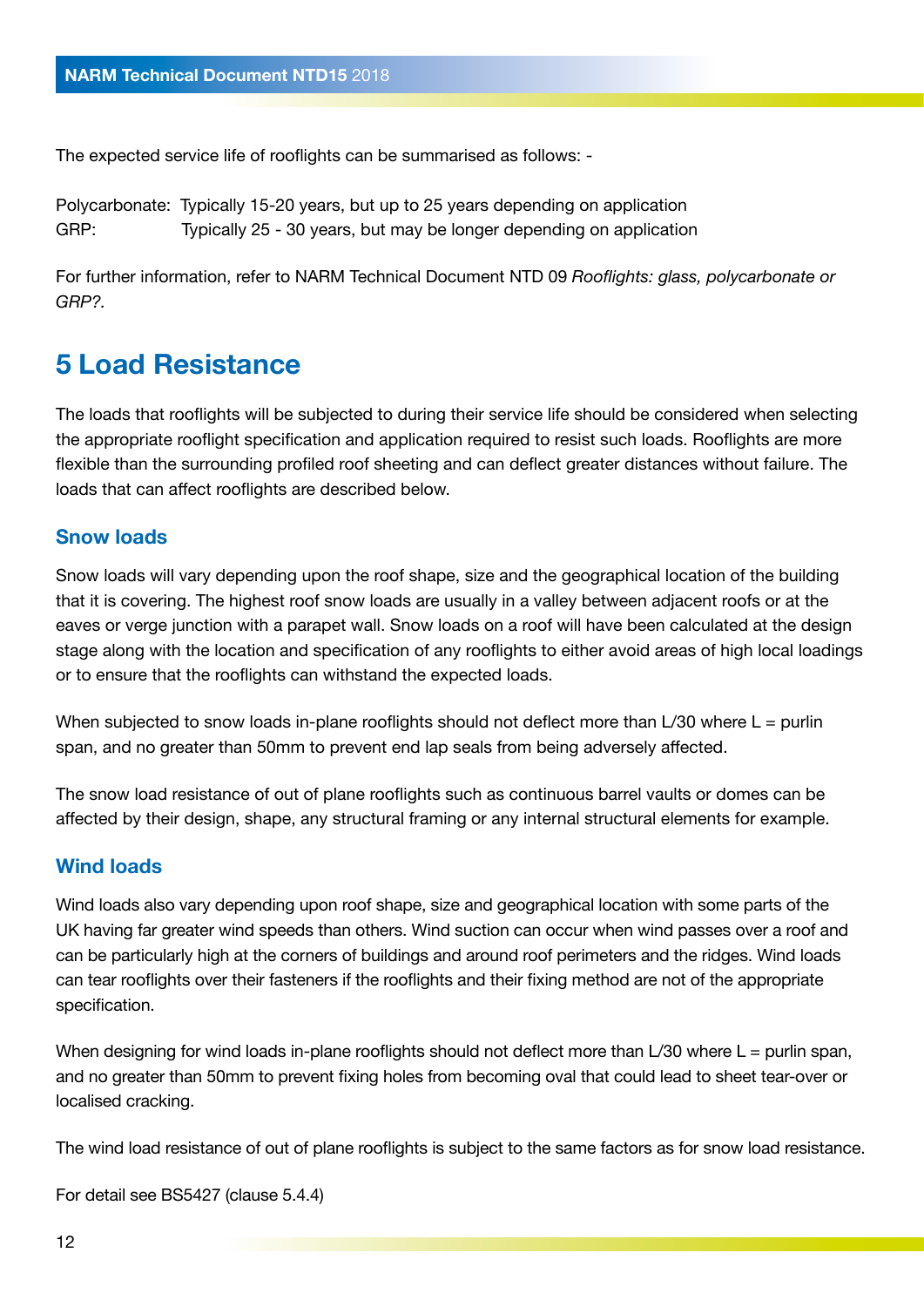The expected service life of rooflights can be summarised as follows: -

Polycarbonate: Typically 15-20 years, but up to 25 years depending on application
GRP: Typically 25 - 30 years, but may be longer depending on application

For further information, refer to NARM Technical Document NTD 09 *Rooflights: glass, polycarbonate or GRP?*.

# 5 Load Resistance

The loads that rooflights will be subjected to during their service life should be considered when selecting the appropriate rooflight specification and application required to resist such loads. Rooflights are more flexible than the surrounding profiled roof sheeting and can deflect greater distances without failure. The loads that can affect rooflights are described below.

### Snow loads

Snow loads will vary depending upon the roof shape, size and the geographical location of the building that it is covering. The highest roof snow loads are usually in a valley between adjacent roofs or at the eaves or verge junction with a parapet wall. Snow loads on a roof will have been calculated at the design stage along with the location and specification of any rooflights to either avoid areas of high local loadings or to ensure that the rooflights can withstand the expected loads.

When subjected to snow loads in-plane rooflights should not deflect more than L/30 where L = purlin span, and no greater than 50mm to prevent end lap seals from being adversely affected.

The snow load resistance of out of plane rooflights such as continuous barrel vaults or domes can be affected by their design, shape, any structural framing or any internal structural elements for example.

### Wind loads

Wind loads also vary depending upon roof shape, size and geographical location with some parts of the UK having far greater wind speeds than others. Wind suction can occur when wind passes over a roof and can be particularly high at the corners of buildings and around roof perimeters and the ridges. Wind loads can tear rooflights over their fasteners if the rooflights and their fixing method are not of the appropriate specification.

When designing for wind loads in-plane rooflights should not deflect more than L/30 where L = purlin span, and no greater than 50mm to prevent fixing holes from becoming oval that could lead to sheet tear-over or localised cracking.

The wind load resistance of out of plane rooflights is subject to the same factors as for snow load resistance.

For detail see BS5427 (clause 5.4.4)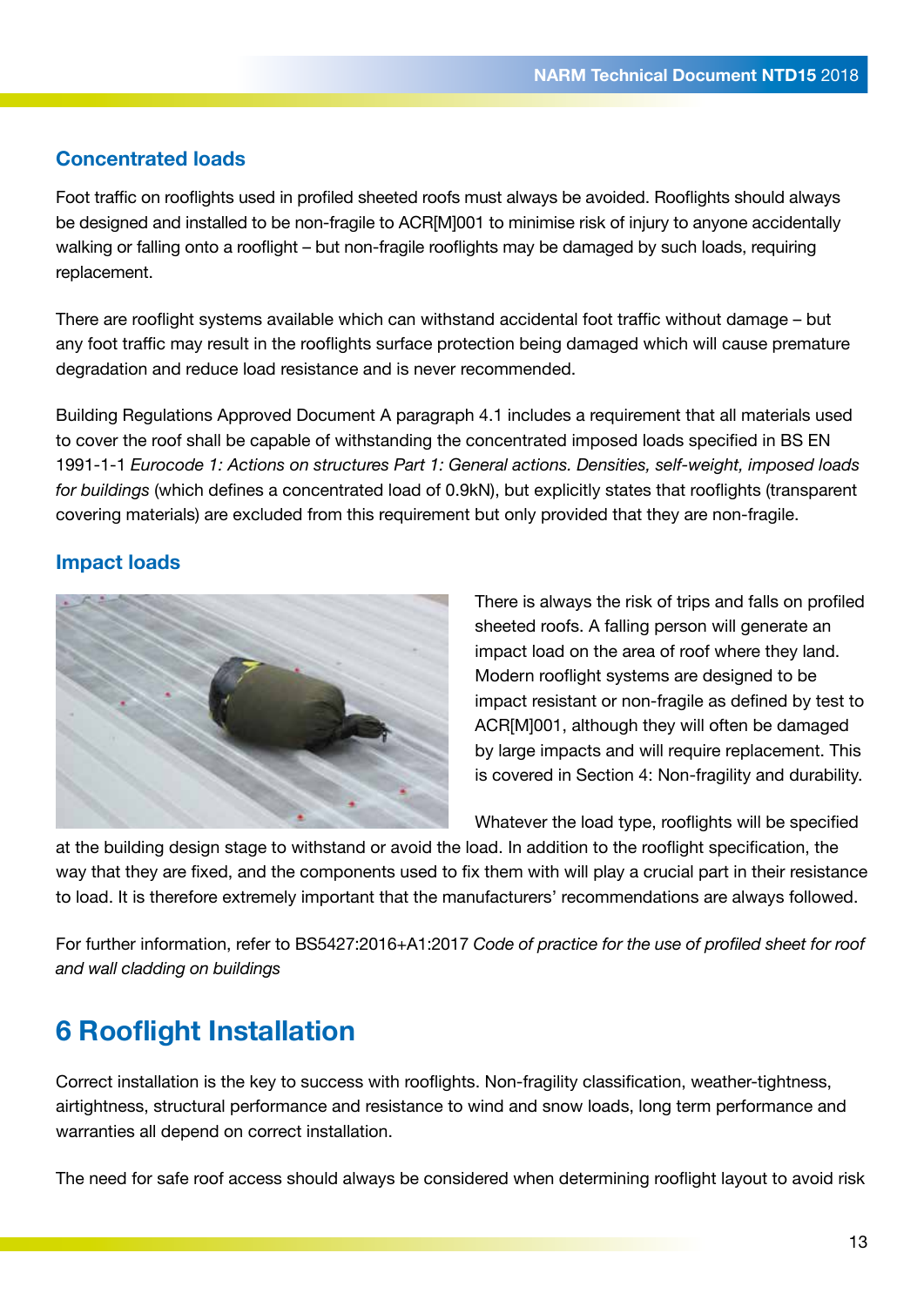## Concentrated loads

Foot traffic on rooflights used in profiled sheeted roofs must always be avoided. Rooflights should always be designed and installed to be non-fragile to ACR[M]001 to minimise risk of injury to anyone accidentally walking or falling onto a rooflight – but non-fragile rooflights may be damaged by such loads, requiring replacement.

There are rooflight systems available which can withstand accidental foot traffic without damage – but any foot traffic may result in the rooflights surface protection being damaged which will cause premature degradation and reduce load resistance and is never recommended.

Building Regulations Approved Document A paragraph 4.1 includes a requirement that all materials used to cover the roof shall be capable of withstanding the concentrated imposed loads specified in BS EN 1991-1-1 *Eurocode 1: Actions on structures Part 1: General actions. Densities, self-weight, imposed loads for buildings* (which defines a concentrated load of 0.9kN), but explicitly states that rooflights (transparent covering materials) are excluded from this requirement but only provided that they are non-fragile.

## Impact loads

There is always the risk of trips and falls on profiled sheeted roofs. A falling person will generate an impact load on the area of roof where they land. Modern rooflight systems are designed to be impact resistant or non-fragile as defined by test to ACR[M]001, although they will often be damaged by large impacts and will require replacement. This is covered in Section 4: Non-fragility and durability.

Whatever the load type, rooflights will be specified at the building design stage to withstand or avoid the load. In addition to the rooflight specification, the way that they are fixed, and the components used to fix them with will play a crucial part in their resistance to load. It is therefore extremely important that the manufacturers' recommendations are always followed.

For further information, refer to BS5427:2016+A1:2017 *Code of practice for the use of profiled sheet for roof and wall cladding on buildings*

# 6 Rooflight Installation

Correct installation is the key to success with rooflights. Non-fragility classification, weather-tightness, airtightness, structural performance and resistance to wind and snow loads, long term performance and warranties all depend on correct installation.

The need for safe roof access should always be considered when determining rooflight layout to avoid risk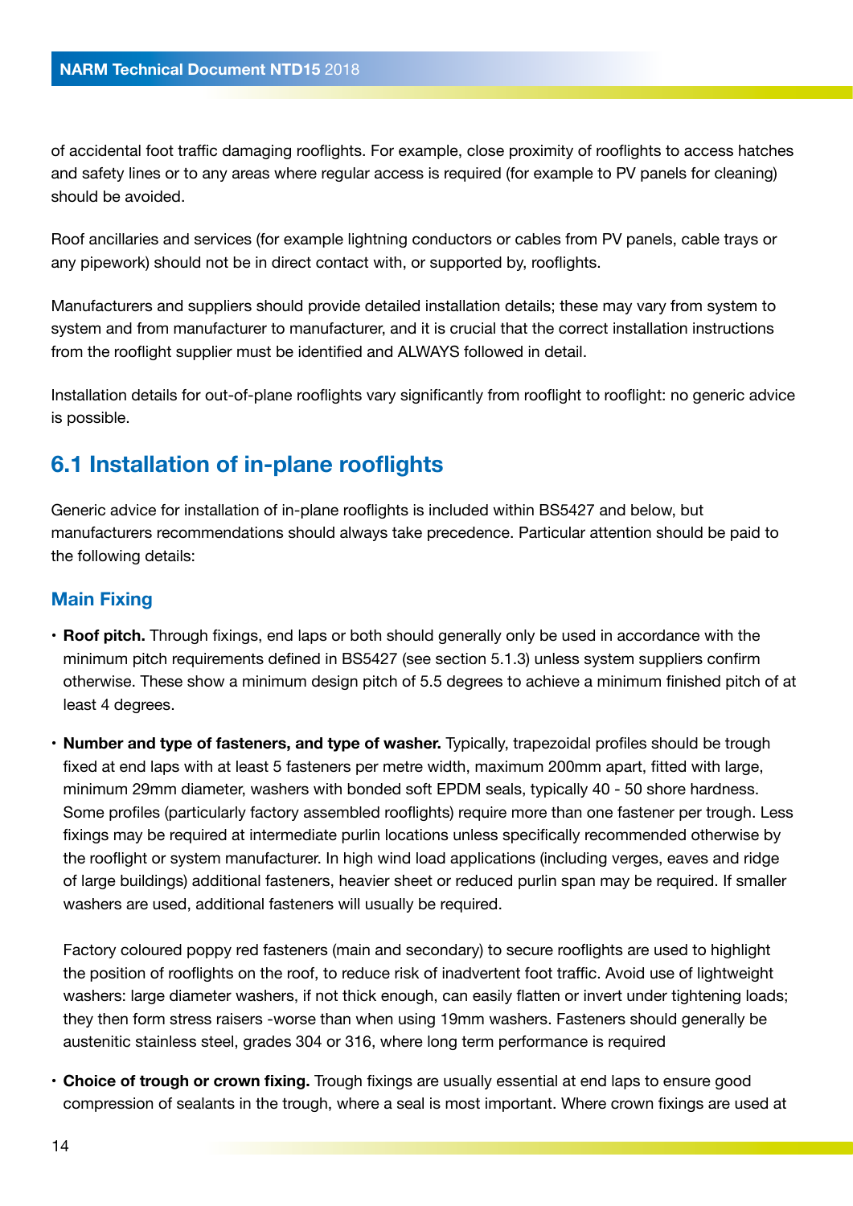of accidental foot traffic damaging rooflights. For example, close proximity of rooflights to access hatches and safety lines or to any areas where regular access is required (for example to PV panels for cleaning) should be avoided.

Roof ancillaries and services (for example lightning conductors or cables from PV panels, cable trays or any pipework) should not be in direct contact with, or supported by, rooflights.

Manufacturers and suppliers should provide detailed installation details; these may vary from system to system and from manufacturer to manufacturer, and it is crucial that the correct installation instructions from the rooflight supplier must be identified and ALWAYS followed in detail.

Installation details for out-of-plane rooflights vary significantly from rooflight to rooflight: no generic advice is possible.

## 6.1 Installation of in-plane rooflights

Generic advice for installation of in-plane rooflights is included within BS5427 and below, but manufacturers recommendations should always take precedence. Particular attention should be paid to the following details:

### Main Fixing

- **Roof pitch.** Through fixings, end laps or both should generally only be used in accordance with the minimum pitch requirements defined in BS5427 (see section 5.1.3) unless system suppliers confirm otherwise. These show a minimum design pitch of 5.5 degrees to achieve a minimum finished pitch of at least 4 degrees.

- **Number and type of fasteners, and type of washer.** Typically, trapezoidal profiles should be trough fixed at end laps with at least 5 fasteners per metre width, maximum 200mm apart, fitted with large, minimum 29mm diameter, washers with bonded soft EPDM seals, typically 40 - 50 shore hardness. Some profiles (particularly factory assembled rooflights) require more than one fastener per trough. Less fixings may be required at intermediate purlin locations unless specifically recommended otherwise by the rooflight or system manufacturer. In high wind load applications (including verges, eaves and ridge of large buildings) additional fasteners, heavier sheet or reduced purlin span may be required. If smaller washers are used, additional fasteners will usually be required.

  Factory coloured poppy red fasteners (main and secondary) to secure rooflights are used to highlight the position of rooflights on the roof, to reduce risk of inadvertent foot traffic. Avoid use of lightweight washers: large diameter washers, if not thick enough, can easily flatten or invert under tightening loads; they then form stress raisers -worse than when using 19mm washers. Fasteners should generally be austenitic stainless steel, grades 304 or 316, where long term performance is required

- **Choice of trough or crown fixing.** Trough fixings are usually essential at end laps to ensure good compression of sealants in the trough, where a seal is most important. Where crown fixings are used at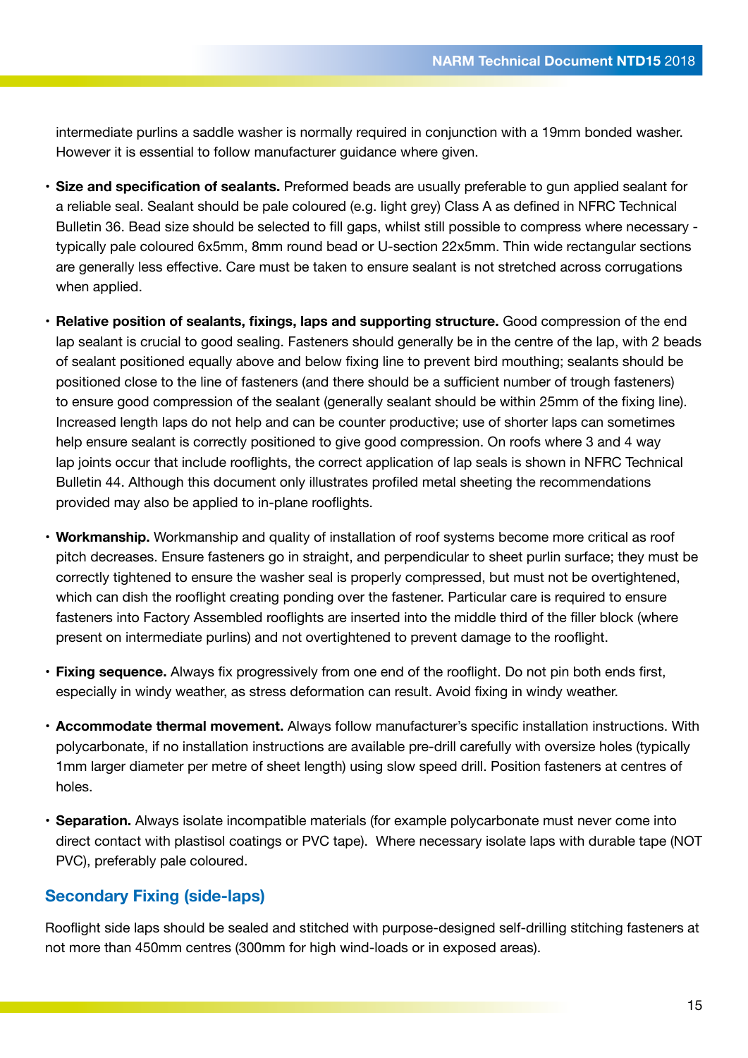intermediate purlins a saddle washer is normally required in conjunction with a 19mm bonded washer. However it is essential to follow manufacturer guidance where given.

- **Size and specification of sealants.** Preformed beads are usually preferable to gun applied sealant for a reliable seal. Sealant should be pale coloured (e.g. light grey) Class A as defined in NFRC Technical Bulletin 36. Bead size should be selected to fill gaps, whilst still possible to compress where necessary - typically pale coloured 6x5mm, 8mm round bead or U-section 22x5mm. Thin wide rectangular sections are generally less effective. Care must be taken to ensure sealant is not stretched across corrugations when applied.

- **Relative position of sealants, fixings, laps and supporting structure.** Good compression of the end lap sealant is crucial to good sealing. Fasteners should generally be in the centre of the lap, with 2 beads of sealant positioned equally above and below fixing line to prevent bird mouthing; sealants should be positioned close to the line of fasteners (and there should be a sufficient number of trough fasteners) to ensure good compression of the sealant (generally sealant should be within 25mm of the fixing line). Increased length laps do not help and can be counter productive; use of shorter laps can sometimes help ensure sealant is correctly positioned to give good compression. On roofs where 3 and 4 way lap joints occur that include rooflights, the correct application of lap seals is shown in NFRC Technical Bulletin 44. Although this document only illustrates profiled metal sheeting the recommendations provided may also be applied to in-plane rooflights.

- **Workmanship.** Workmanship and quality of installation of roof systems become more critical as roof pitch decreases. Ensure fasteners go in straight, and perpendicular to sheet purlin surface; they must be correctly tightened to ensure the washer seal is properly compressed, but must not be overtightened, which can dish the rooflight creating ponding over the fastener. Particular care is required to ensure fasteners into Factory Assembled rooflights are inserted into the middle third of the filler block (where present on intermediate purlins) and not overtightened to prevent damage to the rooflight.

- **Fixing sequence.** Always fix progressively from one end of the rooflight. Do not pin both ends first, especially in windy weather, as stress deformation can result. Avoid fixing in windy weather.

- **Accommodate thermal movement.** Always follow manufacturer's specific installation instructions. With polycarbonate, if no installation instructions are available pre-drill carefully with oversize holes (typically 1mm larger diameter per metre of sheet length) using slow speed drill. Position fasteners at centres of holes.

- **Separation.** Always isolate incompatible materials (for example polycarbonate must never come into direct contact with plastisol coatings or PVC tape). Where necessary isolate laps with durable tape (NOT PVC), preferably pale coloured.

## Secondary Fixing (side-laps)

Rooflight side laps should be sealed and stitched with purpose-designed self-drilling stitching fasteners at not more than 450mm centres (300mm for high wind-loads or in exposed areas).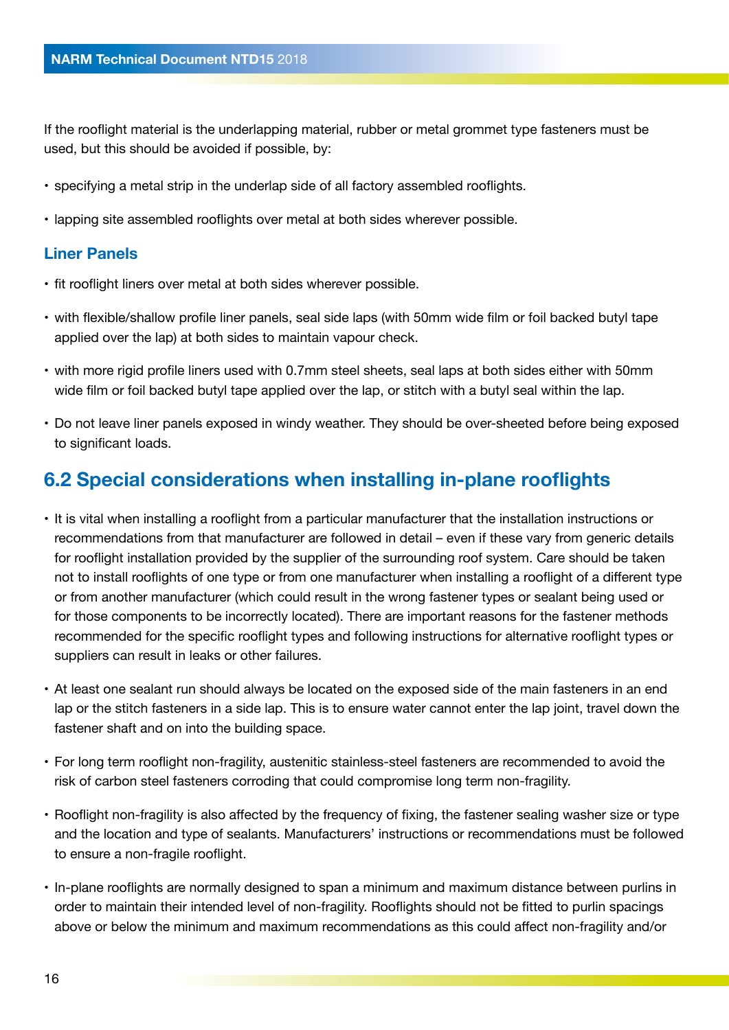If the rooflight material is the underlapping material, rubber or metal grommet type fasteners must be used, but this should be avoided if possible, by:

- specifying a metal strip in the underlap side of all factory assembled rooflights.
- lapping site assembled rooflights over metal at both sides wherever possible.

### Liner Panels

- fit rooflight liners over metal at both sides wherever possible.
- with flexible/shallow profile liner panels, seal side laps (with 50mm wide film or foil backed butyl tape applied over the lap) at both sides to maintain vapour check.
- with more rigid profile liners used with 0.7mm steel sheets, seal laps at both sides either with 50mm wide film or foil backed butyl tape applied over the lap, or stitch with a butyl seal within the lap.
- Do not leave liner panels exposed in windy weather. They should be over-sheeted before being exposed to significant loads.

## 6.2 Special considerations when installing in-plane rooflights

- It is vital when installing a rooflight from a particular manufacturer that the installation instructions or recommendations from that manufacturer are followed in detail – even if these vary from generic details for rooflight installation provided by the supplier of the surrounding roof system. Care should be taken not to install rooflights of one type or from one manufacturer when installing a rooflight of a different type or from another manufacturer (which could result in the wrong fastener types or sealant being used or for those components to be incorrectly located). There are important reasons for the fastener methods recommended for the specific rooflight types and following instructions for alternative rooflight types or suppliers can result in leaks or other failures.
- At least one sealant run should always be located on the exposed side of the main fasteners in an end lap or the stitch fasteners in a side lap. This is to ensure water cannot enter the lap joint, travel down the fastener shaft and on into the building space.
- For long term rooflight non-fragility, austenitic stainless-steel fasteners are recommended to avoid the risk of carbon steel fasteners corroding that could compromise long term non-fragility.
- Rooflight non-fragility is also affected by the frequency of fixing, the fastener sealing washer size or type and the location and type of sealants. Manufacturers' instructions or recommendations must be followed to ensure a non-fragile rooflight.
- In-plane rooflights are normally designed to span a minimum and maximum distance between purlins in order to maintain their intended level of non-fragility. Rooflights should not be fitted to purlin spacings above or below the minimum and maximum recommendations as this could affect non-fragility and/or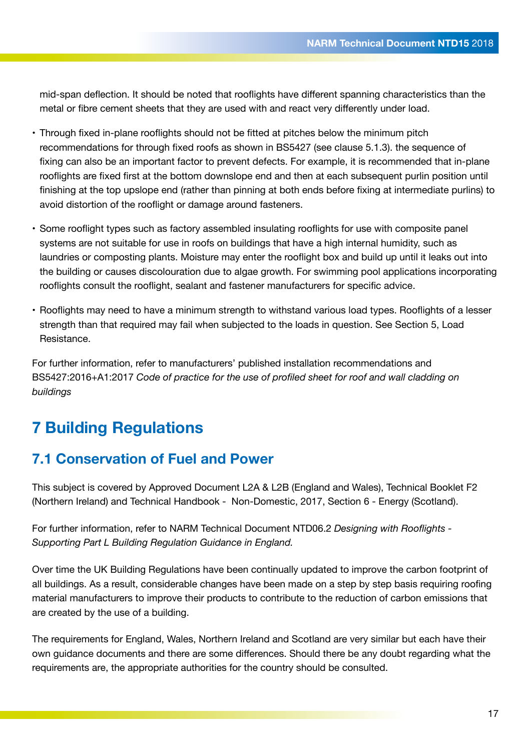mid-span deflection. It should be noted that rooflights have different spanning characteristics than the metal or fibre cement sheets that they are used with and react very differently under load.

- Through fixed in-plane rooflights should not be fitted at pitches below the minimum pitch recommendations for through fixed roofs as shown in BS5427 (see clause 5.1.3). the sequence of fixing can also be an important factor to prevent defects. For example, it is recommended that in-plane rooflights are fixed first at the bottom downslope end and then at each subsequent purlin position until finishing at the top upslope end (rather than pinning at both ends before fixing at intermediate purlins) to avoid distortion of the rooflight or damage around fasteners.
- Some rooflight types such as factory assembled insulating rooflights for use with composite panel systems are not suitable for use in roofs on buildings that have a high internal humidity, such as laundries or composting plants. Moisture may enter the rooflight box and build up until it leaks out into the building or causes discolouration due to algae growth. For swimming pool applications incorporating rooflights consult the rooflight, sealant and fastener manufacturers for specific advice.
- Rooflights may need to have a minimum strength to withstand various load types. Rooflights of a lesser strength than that required may fail when subjected to the loads in question. See Section 5, Load Resistance.

For further information, refer to manufacturers' published installation recommendations and BS5427:2016+A1:2017 *Code of practice for the use of profiled sheet for roof and wall cladding on buildings*

# 7 Building Regulations

## 7.1 Conservation of Fuel and Power

This subject is covered by Approved Document L2A & L2B (England and Wales), Technical Booklet F2 (Northern Ireland) and Technical Handbook - Non-Domestic, 2017, Section 6 - Energy (Scotland).

For further information, refer to NARM Technical Document NTD06.2 *Designing with Rooflights - Supporting Part L Building Regulation Guidance in England.*

Over time the UK Building Regulations have been continually updated to improve the carbon footprint of all buildings. As a result, considerable changes have been made on a step by step basis requiring roofing material manufacturers to improve their products to contribute to the reduction of carbon emissions that are created by the use of a building.

The requirements for England, Wales, Northern Ireland and Scotland are very similar but each have their own guidance documents and there are some differences. Should there be any doubt regarding what the requirements are, the appropriate authorities for the country should be consulted.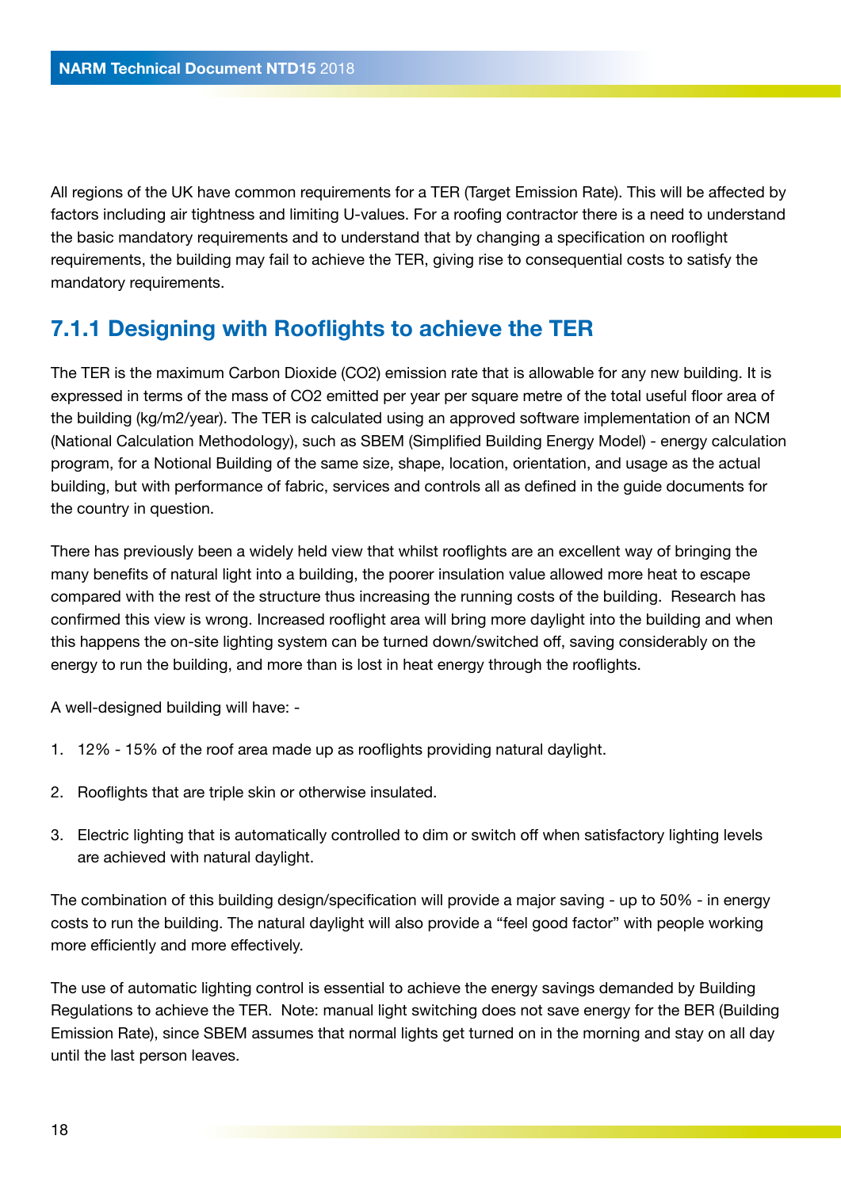All regions of the UK have common requirements for a TER (Target Emission Rate). This will be affected by factors including air tightness and limiting U-values. For a roofing contractor there is a need to understand the basic mandatory requirements and to understand that by changing a specification on rooflight requirements, the building may fail to achieve the TER, giving rise to consequential costs to satisfy the mandatory requirements.

### 7.1.1 Designing with Rooflights to achieve the TER

The TER is the maximum Carbon Dioxide ($CO_2$) emission rate that is allowable for any new building. It is expressed in terms of the mass of $CO_2$ emitted per year per square metre of the total useful floor area of the building (kg/m2/year). The TER is calculated using an approved software implementation of an NCM (National Calculation Methodology), such as SBEM (Simplified Building Energy Model) - energy calculation program, for a Notional Building of the same size, shape, location, orientation, and usage as the actual building, but with performance of fabric, services and controls all as defined in the guide documents for the country in question.

There has previously been a widely held view that whilst rooflights are an excellent way of bringing the many benefits of natural light into a building, the poorer insulation value allowed more heat to escape compared with the rest of the structure thus increasing the running costs of the building. Research has confirmed this view is wrong. Increased rooflight area will bring more daylight into the building and when this happens the on-site lighting system can be turned down/switched off, saving considerably on the energy to run the building, and more than is lost in heat energy through the rooflights.

A well-designed building will have: -

1. 12% - 15% of the roof area made up as rooflights providing natural daylight.
2. Rooflights that are triple skin or otherwise insulated.
3. Electric lighting that is automatically controlled to dim or switch off when satisfactory lighting levels are achieved with natural daylight.

The combination of this building design/specification will provide a major saving - up to 50% - in energy costs to run the building. The natural daylight will also provide a "feel good factor" with people working more efficiently and more effectively.

The use of automatic lighting control is essential to achieve the energy savings demanded by Building Regulations to achieve the TER. Note: manual light switching does not save energy for the BER (Building Emission Rate), since SBEM assumes that normal lights get turned on in the morning and stay on all day until the last person leaves.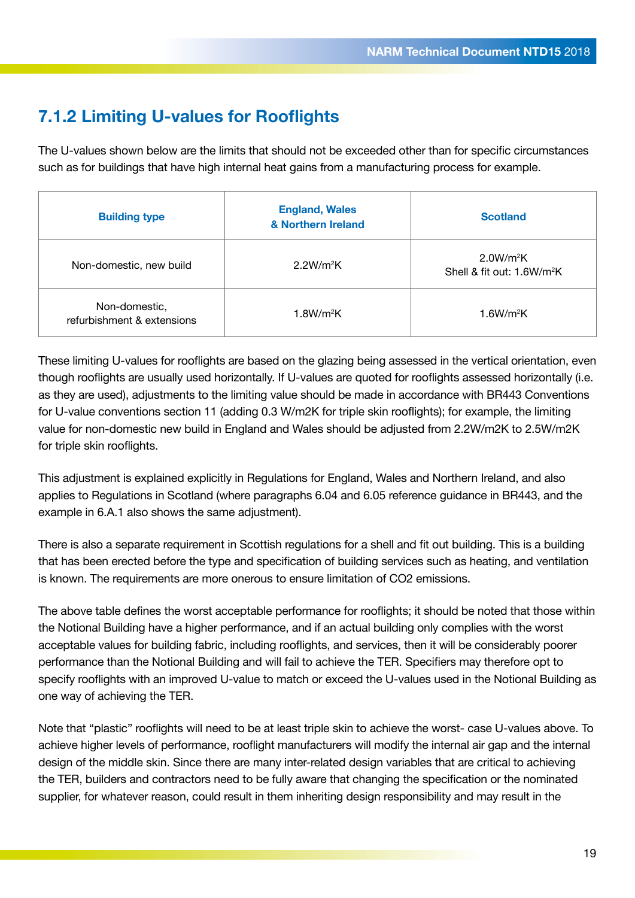### 7.1.2 Limiting U-values for Rooflights

The U-values shown below are the limits that should not be exceeded other than for specific circumstances such as for buildings that have high internal heat gains from a manufacturing process for example.

| Building type | England, Wales & Northern Ireland | Scotland |
|---|---|---|
| Non-domestic, new build | 2.2W/m²K | 2.0W/m²K<br>Shell & fit out: 1.6W/m²K |
| Non-domestic, refurbishment & extensions | 1.8W/m²K | 1.6W/m²K |

These limiting U-values for rooflights are based on the glazing being assessed in the vertical orientation, even though rooflights are usually used horizontally. If U-values are quoted for rooflights assessed horizontally (i.e. as they are used), adjustments to the limiting value should be made in accordance with BR443 Conventions for U-value conventions section 11 (adding 0.3 W/m2K for triple skin rooflights); for example, the limiting value for non-domestic new build in England and Wales should be adjusted from 2.2W/m2K to 2.5W/m2K for triple skin rooflights.

This adjustment is explained explicitly in Regulations for England, Wales and Northern Ireland, and also applies to Regulations in Scotland (where paragraphs 6.04 and 6.05 reference guidance in BR443, and the example in 6.A.1 also shows the same adjustment).

There is also a separate requirement in Scottish regulations for a shell and fit out building. This is a building that has been erected before the type and specification of building services such as heating, and ventilation is known. The requirements are more onerous to ensure limitation of $CO_2$ emissions.

The above table defines the worst acceptable performance for rooflights; it should be noted that those within the Notional Building have a higher performance, and if an actual building only complies with the worst acceptable values for building fabric, including rooflights, and services, then it will be considerably poorer performance than the Notional Building and will fail to achieve the TER. Specifiers may therefore opt to specify rooflights with an improved U-value to match or exceed the U-values used in the Notional Building as one way of achieving the TER.

Note that "plastic" rooflights will need to be at least triple skin to achieve the worst- case U-values above. To achieve higher levels of performance, rooflight manufacturers will modify the internal air gap and the internal design of the middle skin. Since there are many inter-related design variables that are critical to achieving the TER, builders and contractors need to be fully aware that changing the specification or the nominated supplier, for whatever reason, could result in them inheriting design responsibility and may result in the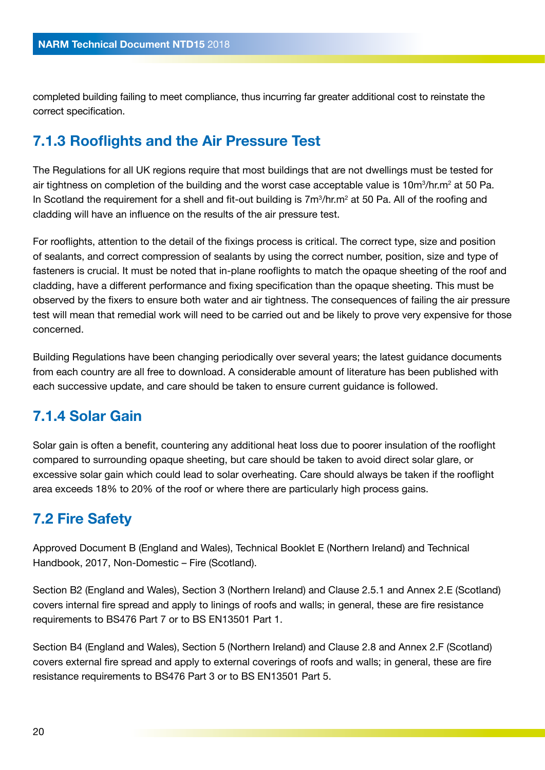completed building failing to meet compliance, thus incurring far greater additional cost to reinstate the correct specification.

### 7.1.3 Rooflights and the Air Pressure Test

The Regulations for all UK regions require that most buildings that are not dwellings must be tested for air tightness on completion of the building and the worst case acceptable value is $10m^3/hr.m^2$ at 50 Pa. In Scotland the requirement for a shell and fit-out building is $7m^3/hr.m^2$ at 50 Pa. All of the roofing and cladding will have an influence on the results of the air pressure test.

For rooflights, attention to the detail of the fixings process is critical. The correct type, size and position of sealants, and correct compression of sealants by using the correct number, position, size and type of fasteners is crucial. It must be noted that in-plane rooflights to match the opaque sheeting of the roof and cladding, have a different performance and fixing specification than the opaque sheeting. This must be observed by the fixers to ensure both water and air tightness. The consequences of failing the air pressure test will mean that remedial work will need to be carried out and be likely to prove very expensive for those concerned.

Building Regulations have been changing periodically over several years; the latest guidance documents from each country are all free to download. A considerable amount of literature has been published with each successive update, and care should be taken to ensure current guidance is followed.

### 7.1.4 Solar Gain

Solar gain is often a benefit, countering any additional heat loss due to poorer insulation of the rooflight compared to surrounding opaque sheeting, but care should be taken to avoid direct solar glare, or excessive solar gain which could lead to solar overheating. Care should always be taken if the rooflight area exceeds 18% to 20% of the roof or where there are particularly high process gains.

## 7.2 Fire Safety

Approved Document B (England and Wales), Technical Booklet E (Northern Ireland) and Technical Handbook, 2017, Non-Domestic – Fire (Scotland).

Section B2 (England and Wales), Section 3 (Northern Ireland) and Clause 2.5.1 and Annex 2.E (Scotland) covers internal fire spread and apply to linings of roofs and walls; in general, these are fire resistance requirements to BS476 Part 7 or to BS EN13501 Part 1.

Section B4 (England and Wales), Section 5 (Northern Ireland) and Clause 2.8 and Annex 2.F (Scotland) covers external fire spread and apply to external coverings of roofs and walls; in general, these are fire resistance requirements to BS476 Part 3 or to BS EN13501 Part 5.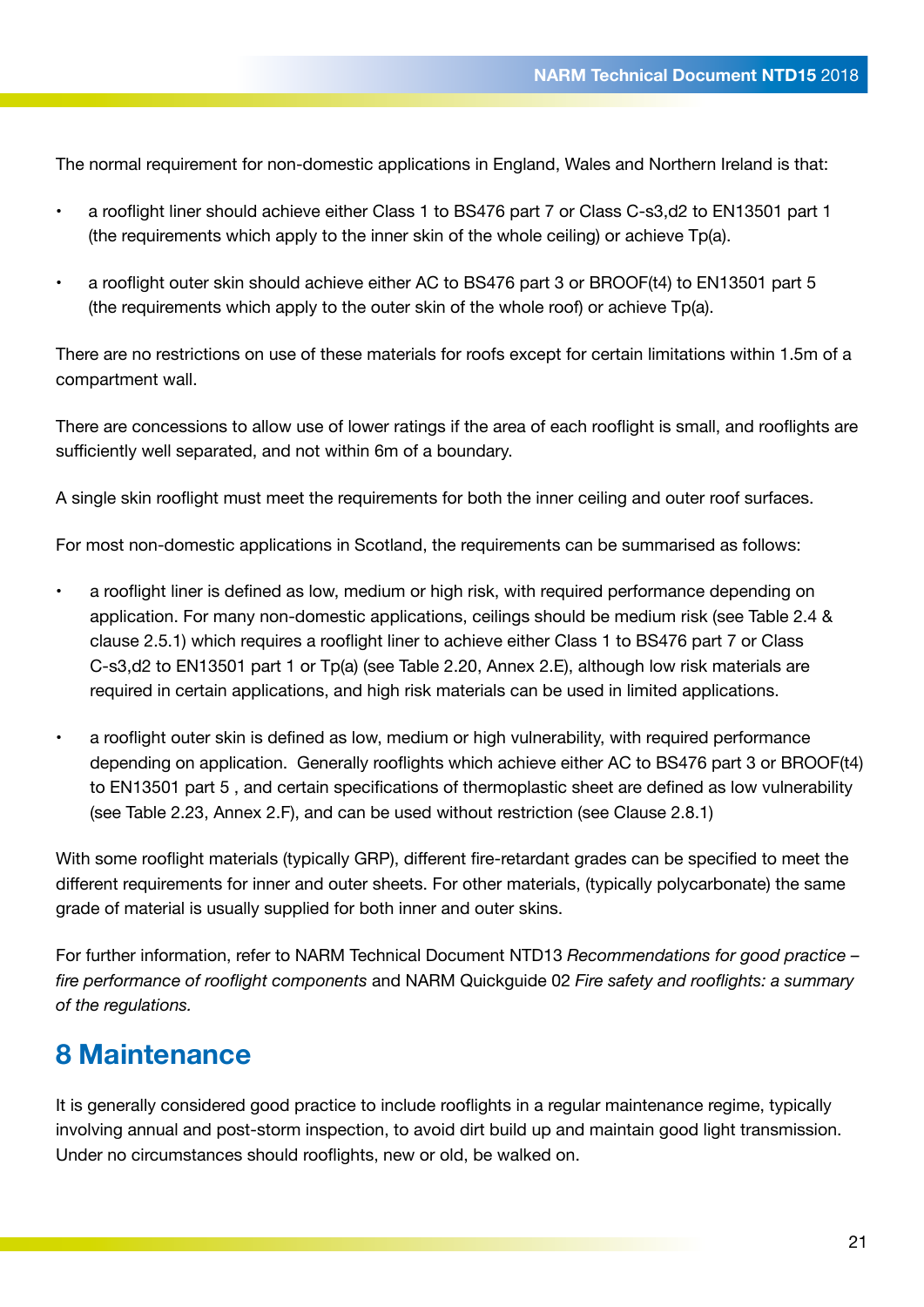The normal requirement for non-domestic applications in England, Wales and Northern Ireland is that:

- a rooflight liner should achieve either Class 1 to BS476 part 7 or Class C-s3,d2 to EN13501 part 1 (the requirements which apply to the inner skin of the whole ceiling) or achieve Tp(a).
- a rooflight outer skin should achieve either AC to BS476 part 3 or BROOF(t4) to EN13501 part 5 (the requirements which apply to the outer skin of the whole roof) or achieve Tp(a).

There are no restrictions on use of these materials for roofs except for certain limitations within 1.5m of a compartment wall.

There are concessions to allow use of lower ratings if the area of each rooflight is small, and rooflights are sufficiently well separated, and not within 6m of a boundary.

A single skin rooflight must meet the requirements for both the inner ceiling and outer roof surfaces.

For most non-domestic applications in Scotland, the requirements can be summarised as follows:

- a rooflight liner is defined as low, medium or high risk, with required performance depending on application. For many non-domestic applications, ceilings should be medium risk (see Table 2.4 & clause 2.5.1) which requires a rooflight liner to achieve either Class 1 to BS476 part 7 or Class C-s3,d2 to EN13501 part 1 or Tp(a) (see Table 2.20, Annex 2.E), although low risk materials are required in certain applications, and high risk materials can be used in limited applications.
- a rooflight outer skin is defined as low, medium or high vulnerability, with required performance depending on application. Generally rooflights which achieve either AC to BS476 part 3 or BROOF(t4) to EN13501 part 5 , and certain specifications of thermoplastic sheet are defined as low vulnerability (see Table 2.23, Annex 2.F), and can be used without restriction (see Clause 2.8.1)

With some rooflight materials (typically GRP), different fire-retardant grades can be specified to meet the different requirements for inner and outer sheets. For other materials, (typically polycarbonate) the same grade of material is usually supplied for both inner and outer skins.

For further information, refer to NARM Technical Document NTD13 *Recommendations for good practice – fire performance of rooflight components* and NARM Quickguide 02 *Fire safety and rooflights: a summary of the regulations.*

# 8 Maintenance

It is generally considered good practice to include rooflights in a regular maintenance regime, typically involving annual and post-storm inspection, to avoid dirt build up and maintain good light transmission. Under no circumstances should rooflights, new or old, be walked on.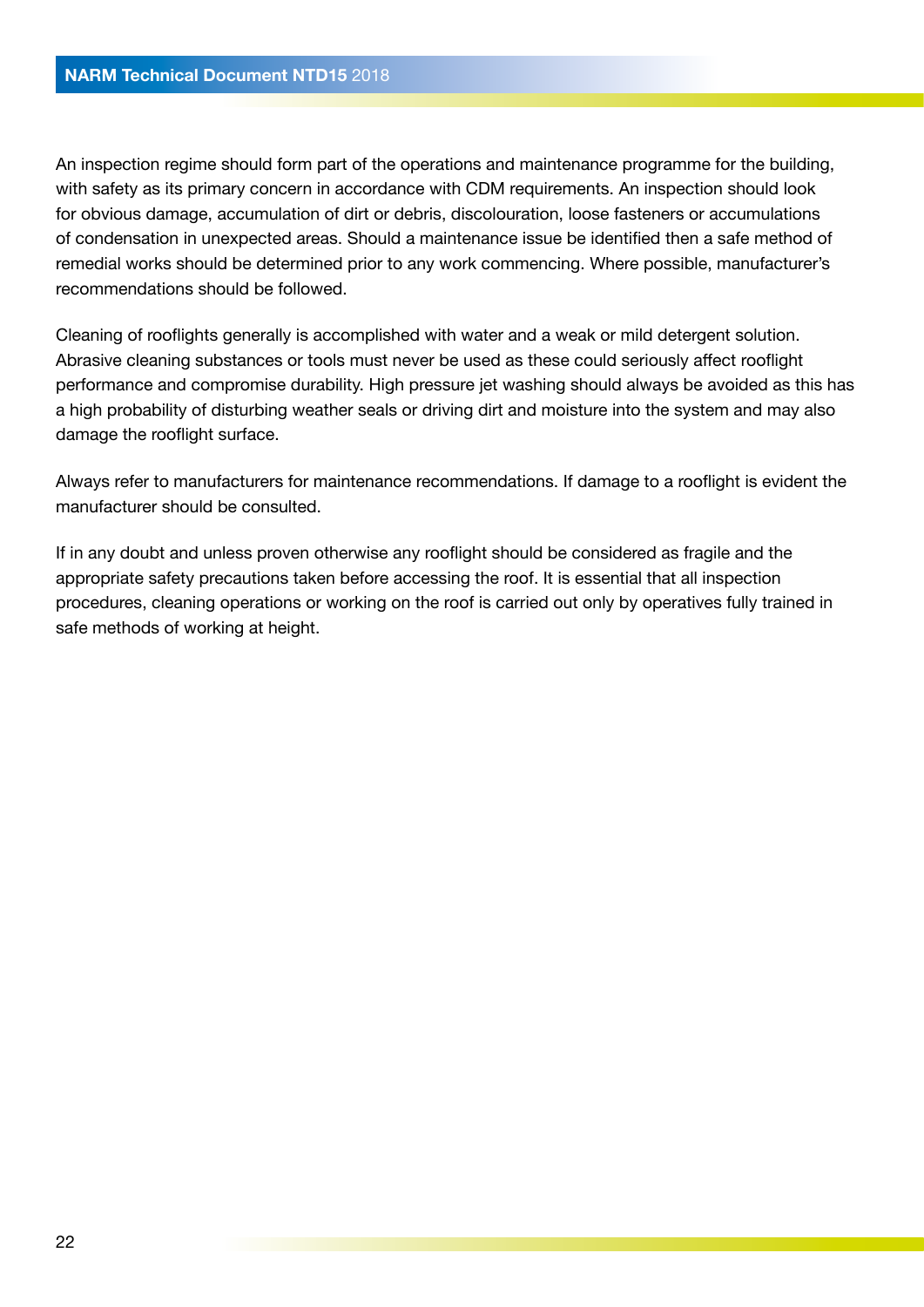An inspection regime should form part of the operations and maintenance programme for the building, with safety as its primary concern in accordance with CDM requirements. An inspection should look for obvious damage, accumulation of dirt or debris, discolouration, loose fasteners or accumulations of condensation in unexpected areas. Should a maintenance issue be identified then a safe method of remedial works should be determined prior to any work commencing. Where possible, manufacturer's recommendations should be followed.

Cleaning of rooflights generally is accomplished with water and a weak or mild detergent solution. Abrasive cleaning substances or tools must never be used as these could seriously affect rooflight performance and compromise durability. High pressure jet washing should always be avoided as this has a high probability of disturbing weather seals or driving dirt and moisture into the system and may also damage the rooflight surface.

Always refer to manufacturers for maintenance recommendations. If damage to a rooflight is evident the manufacturer should be consulted.

If in any doubt and unless proven otherwise any rooflight should be considered as fragile and the appropriate safety precautions taken before accessing the roof. It is essential that all inspection procedures, cleaning operations or working on the roof is carried out only by operatives fully trained in safe methods of working at height.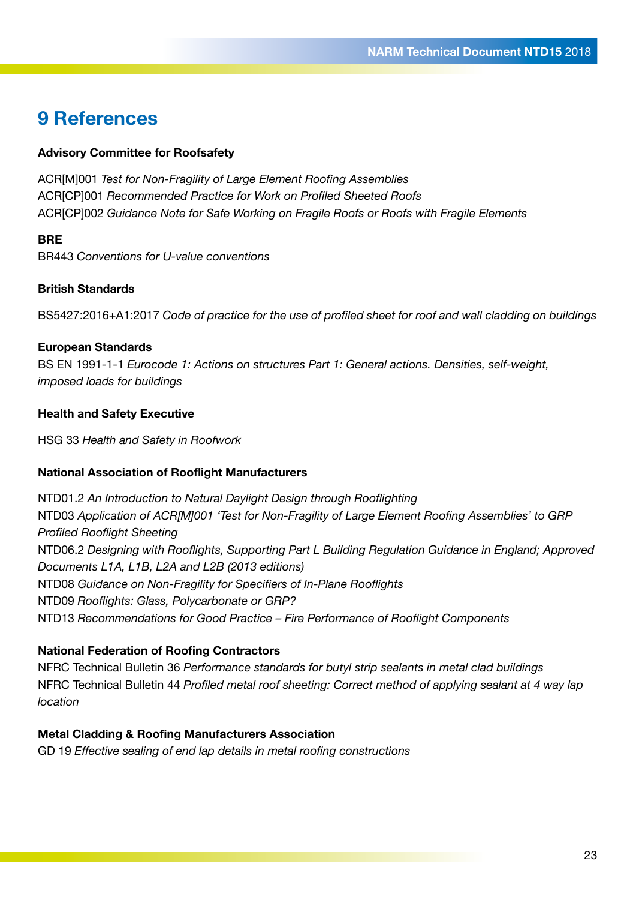# 9 References

**Advisory Committee for Roofsafety**

ACR[M]001 *Test for Non-Fragility of Large Element Roofing Assemblies*
ACR[CP]001 *Recommended Practice for Work on Profiled Sheeted Roofs*
ACR[CP]002 *Guidance Note for Safe Working on Fragile Roofs or Roofs with Fragile Elements*

**BRE**
BR443 *Conventions for U-value conventions*

**British Standards**

BS5427:2016+A1:2017 *Code of practice for the use of profiled sheet for roof and wall cladding on buildings*

**European Standards**
BS EN 1991-1-1 *Eurocode 1: Actions on structures Part 1: General actions. Densities, self-weight, imposed loads for buildings*

**Health and Safety Executive**

HSG 33 *Health and Safety in Roofwork*

**National Association of Rooflight Manufacturers**

NTD01.2 *An Introduction to Natural Daylight Design through Rooflighting*
NTD03 *Application of ACR[M]001 'Test for Non-Fragility of Large Element Roofing Assemblies' to GRP Profiled Rooflight Sheeting*
NTD06.2 *Designing with Rooflights, Supporting Part L Building Regulation Guidance in England; Approved Documents L1A, L1B, L2A and L2B (2013 editions)*
NTD08 *Guidance on Non-Fragility for Specifiers of In-Plane Rooflights*
NTD09 *Rooflights: Glass, Polycarbonate or GRP?*
NTD13 *Recommendations for Good Practice – Fire Performance of Rooflight Components*

**National Federation of Roofing Contractors**
NFRC Technical Bulletin 36 *Performance standards for butyl strip sealants in metal clad buildings*
NFRC Technical Bulletin 44 *Profiled metal roof sheeting: Correct method of applying sealant at 4 way lap location*

**Metal Cladding & Roofing Manufacturers Association**
GD 19 *Effective sealing of end lap details in metal roofing constructions*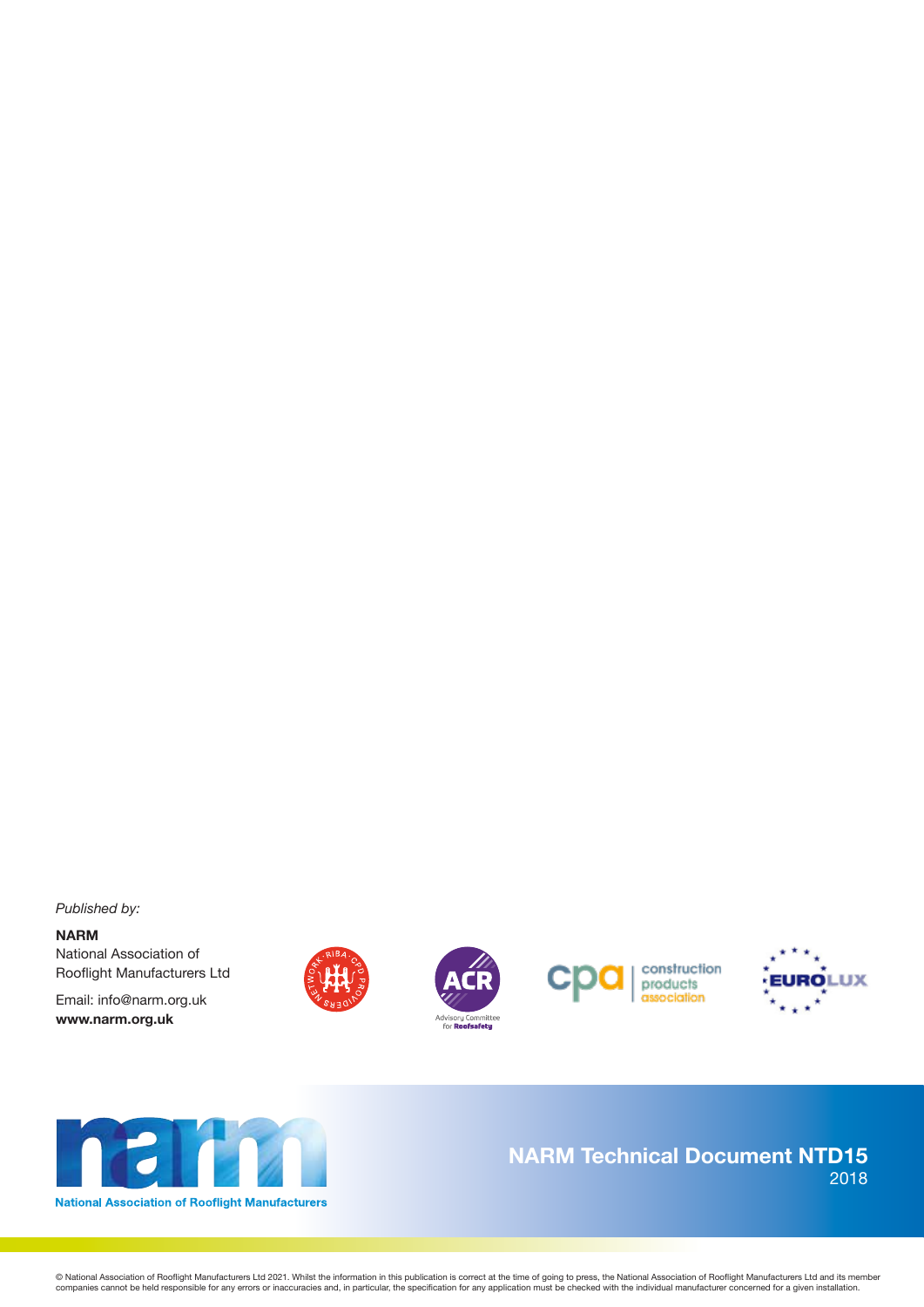*Published by:*

**NARM**
National Association of
Rooflight Manufacturers Ltd

Email: info@narm.org.uk
**www.narm.org.uk**

National Association of Rooflight Manufacturers

**NARM Technical Document NTD15**
2018

© National Association of Rooflight Manufacturers Ltd 2021. Whilst the information in this publication is correct at the time of going to press, the National Association of Rooflight Manufacturers Ltd and its member companies cannot be held responsible for any errors or inaccuracies and, in particular, the specification for any application must be checked with the individual manufacturer concerned for a given installation.